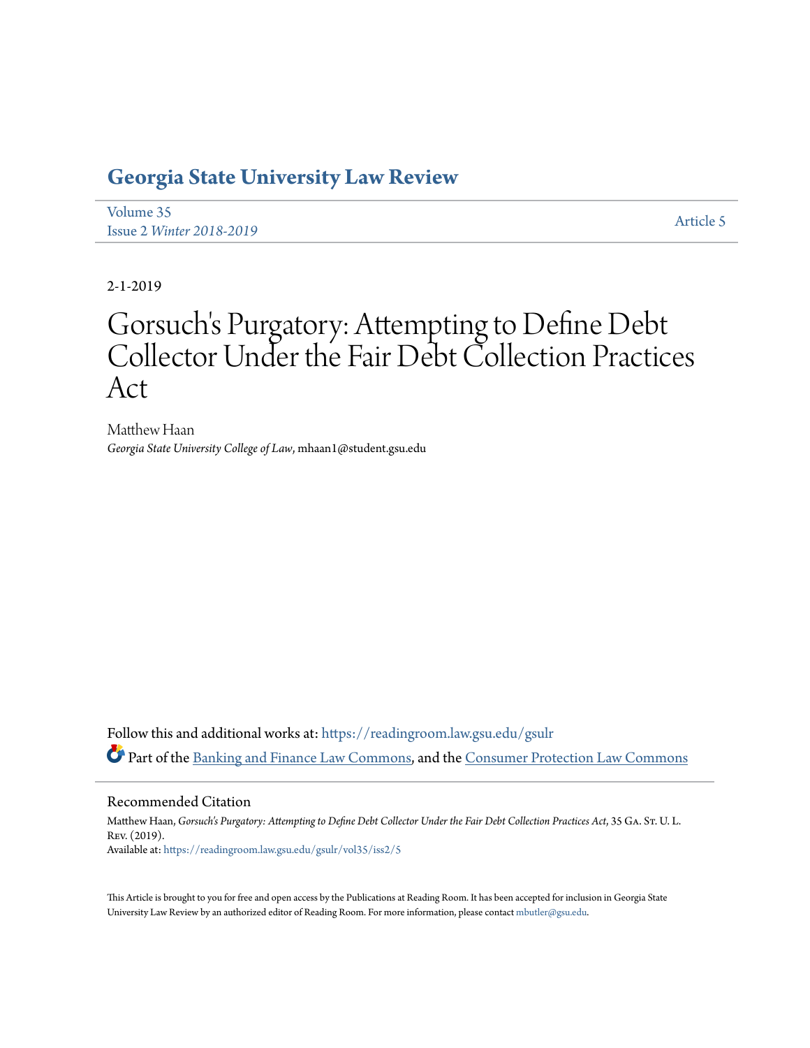# Georgia State University Law Review

Volume 35
Issue 2 *Winter 2018-2019*

Article 5

2-1-2019

# Gorsuch's Purgatory: Attempting to Define Debt Collector Under the Fair Debt Collection Practices Act

Matthew Haan
*Georgia State University College of Law*, mhaan1@student.gsu.edu

Follow this and additional works at: https://readingroom.law.gsu.edu/gsulr

Part of the Banking and Finance Law Commons, and the Consumer Protection Law Commons

## Recommended Citation

Matthew Haan, *Gorsuch's Purgatory: Attempting to Define Debt Collector Under the Fair Debt Collection Practices Act*, 35 Ga. St. U. L. Rev. (2019).
Available at: https://readingroom.law.gsu.edu/gsulr/vol35/iss2/5

This Article is brought to you for free and open access by the Publications at Reading Room. It has been accepted for inclusion in Georgia State University Law Review by an authorized editor of Reading Room. For more information, please contact mbutler@gsu.edu.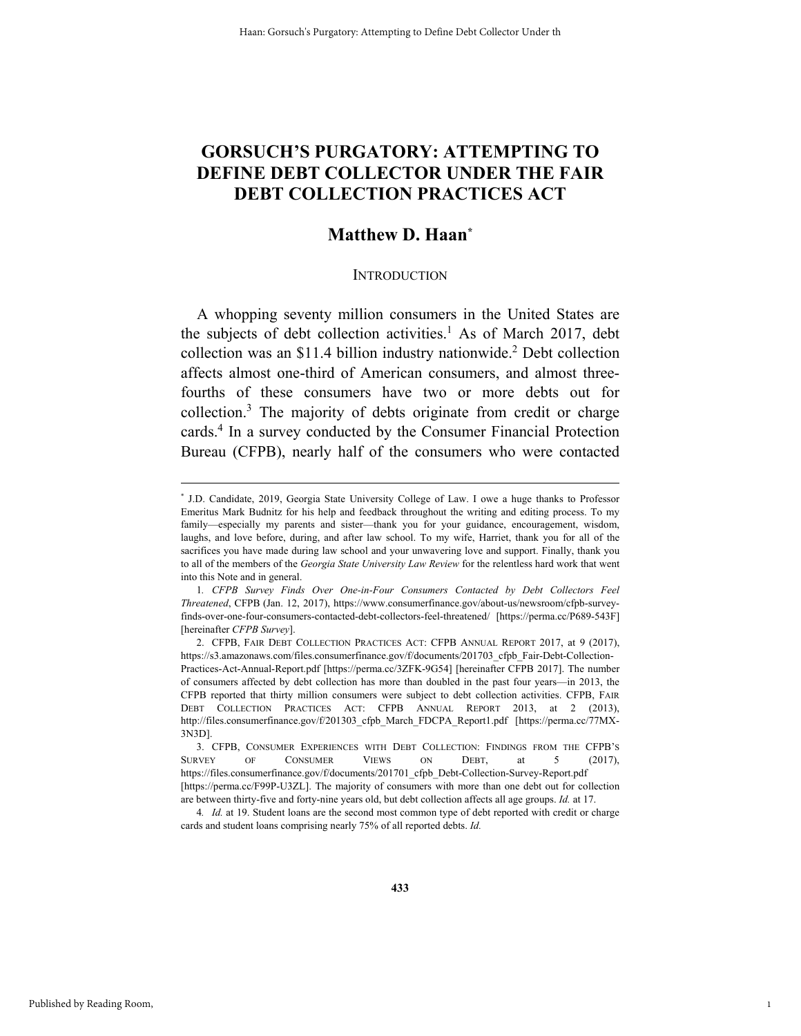# GORSUCH'S PURGATORY: ATTEMPTING TO DEFINE DEBT COLLECTOR UNDER THE FAIR DEBT COLLECTION PRACTICES ACT

## Matthew D. Haan*

### INTRODUCTION

A whopping seventy million consumers in the United States are the subjects of debt collection activities.[1] As of March 2017, debt collection was an $11.4 billion industry nationwide.[2] Debt collection affects almost one-third of American consumers, and almost three-fourths of these consumers have two or more debts out for collection.[3] The majority of debts originate from credit or charge cards.[4] In a survey conducted by the Consumer Financial Protection Bureau (CFPB), nearly half of the consumers who were contacted

---

\* J.D. Candidate, 2019, Georgia State University College of Law. I owe a huge thanks to Professor Emeritus Mark Budnitz for his help and feedback throughout the writing and editing process. To my family—especially my parents and sister—thank you for your guidance, encouragement, wisdom, laughs, and love before, during, and after law school. To my wife, Harriet, thank you for all of the sacrifices you have made during law school and your unwavering love and support. Finally, thank you to all of the members of the *Georgia State University Law Review* for the relentless hard work that went into this Note and in general.

1. *CFPB Survey Finds Over One-in-Four Consumers Contacted by Debt Collectors Feel Threatened*, CFPB (Jan. 12, 2017), https://www.consumerfinance.gov/about-us/newsroom/cfpb-survey-finds-over-one-four-consumers-contacted-debt-collectors-feel-threatened/ [https://perma.cc/P689-543F] [hereinafter *CFPB Survey*].

2. CFPB, FAIR DEBT COLLECTION PRACTICES ACT: CFPB ANNUAL REPORT 2017, at 9 (2017), https://s3.amazonaws.com/files.consumerfinance.gov/f/documents/201703_cfpb_Fair-Debt-Collection-Practices-Act-Annual-Report.pdf [https://perma.cc/3ZFK-9G54] [hereinafter CFPB 2017]. The number of consumers affected by debt collection has more than doubled in the past four years—in 2013, the CFPB reported that thirty million consumers were subject to debt collection activities. CFPB, FAIR DEBT COLLECTION PRACTICES ACT: CFPB ANNUAL REPORT 2013, at 2 (2013), http://files.consumerfinance.gov/f/201303_cfpb_March_FDCPA_Report1.pdf [https://perma.cc/77MX-3N3D].

3. CFPB, CONSUMER EXPERIENCES WITH DEBT COLLECTION: FINDINGS FROM THE CFPB'S SURVEY OF CONSUMER VIEWS ON DEBT, at 5 (2017), https://files.consumerfinance.gov/f/documents/201701_cfpb_Debt-Collection-Survey-Report.pdf [https://perma.cc/F99P-U3ZL]. The majority of consumers with more than one debt out for collection are between thirty-five and forty-nine years old, but debt collection affects all age groups. *Id.* at 17.

4. *Id.* at 19. Student loans are the second most common type of debt reported with credit or charge cards and student loans comprising nearly 75% of all reported debts. *Id.*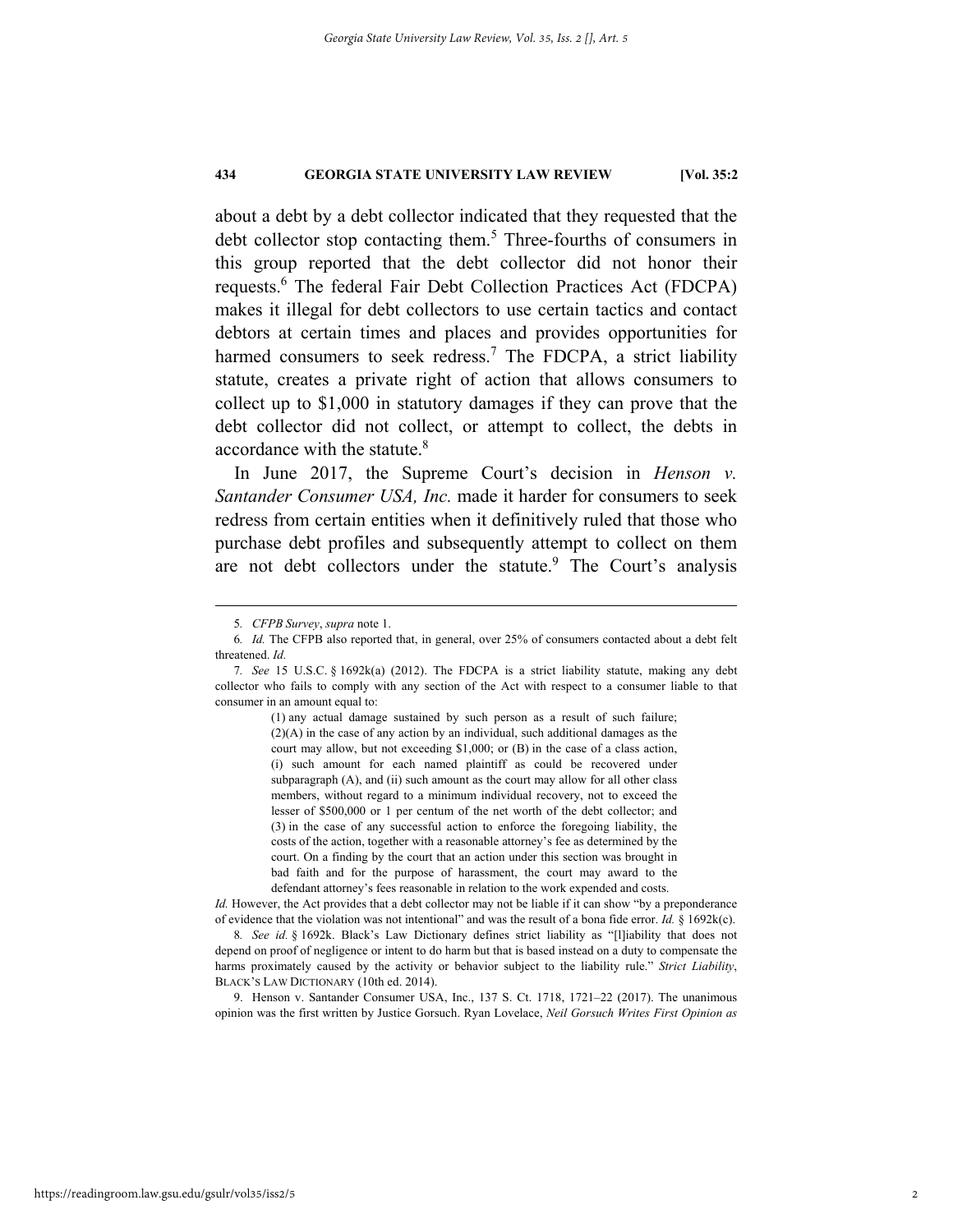about a debt by a debt collector indicated that they requested that the debt collector stop contacting them.[5] Three-fourths of consumers in this group reported that the debt collector did not honor their requests.[6] The federal Fair Debt Collection Practices Act (FDCPA) makes it illegal for debt collectors to use certain tactics and contact debtors at certain times and places and provides opportunities for harmed consumers to seek redress.[7] The FDCPA, a strict liability statute, creates a private right of action that allows consumers to collect up to $1,000 in statutory damages if they can prove that the debt collector did not collect, or attempt to collect, the debts in accordance with the statute.[8]

In June 2017, the Supreme Court's decision in *Henson v. Santander Consumer USA, Inc.* made it harder for consumers to seek redress from certain entities when it definitively ruled that those who purchase debt profiles and subsequently attempt to collect on them are not debt collectors under the statute.[9] The Court's analysis

---

5. *CFPB Survey*, *supra* note 1.

6. *Id.* The CFPB also reported that, in general, over 25% of consumers contacted about a debt felt threatened. *Id.*

7. *See* 15 U.S.C. § 1692k(a) (2012). The FDCPA is a strict liability statute, making any debt collector who fails to comply with any section of the Act with respect to a consumer liable to that consumer in an amount equal to:

> (1) any actual damage sustained by such person as a result of such failure; (2)(A) in the case of any action by an individual, such additional damages as the court may allow, but not exceeding $1,000; or (B) in the case of a class action, (i) such amount for each named plaintiff as could be recovered under subparagraph (A), and (ii) such amount as the court may allow for all other class members, without regard to a minimum individual recovery, not to exceed the lesser of $500,000 or 1 per centum of the net worth of the debt collector; and (3) in the case of any successful action to enforce the foregoing liability, the costs of the action, together with a reasonable attorney's fee as determined by the court. On a finding by the court that an action under this section was brought in bad faith and for the purpose of harassment, the court may award to the defendant attorney's fees reasonable in relation to the work expended and costs.

*Id.* However, the Act provides that a debt collector may not be liable if it can show "by a preponderance of evidence that the violation was not intentional" and was the result of a bona fide error. *Id.* § 1692k(c).

8. *See id.* § 1692k. Black's Law Dictionary defines strict liability as "[l]iability that does not depend on proof of negligence or intent to do harm but that is based instead on a duty to compensate the harms proximately caused by the activity or behavior subject to the liability rule." *Strict Liability*, BLACK'S LAW DICTIONARY (10th ed. 2014).

9. Henson v. Santander Consumer USA, Inc., 137 S. Ct. 1718, 1721–22 (2017). The unanimous opinion was the first written by Justice Gorsuch. Ryan Lovelace, *Neil Gorsuch Writes First Opinion as*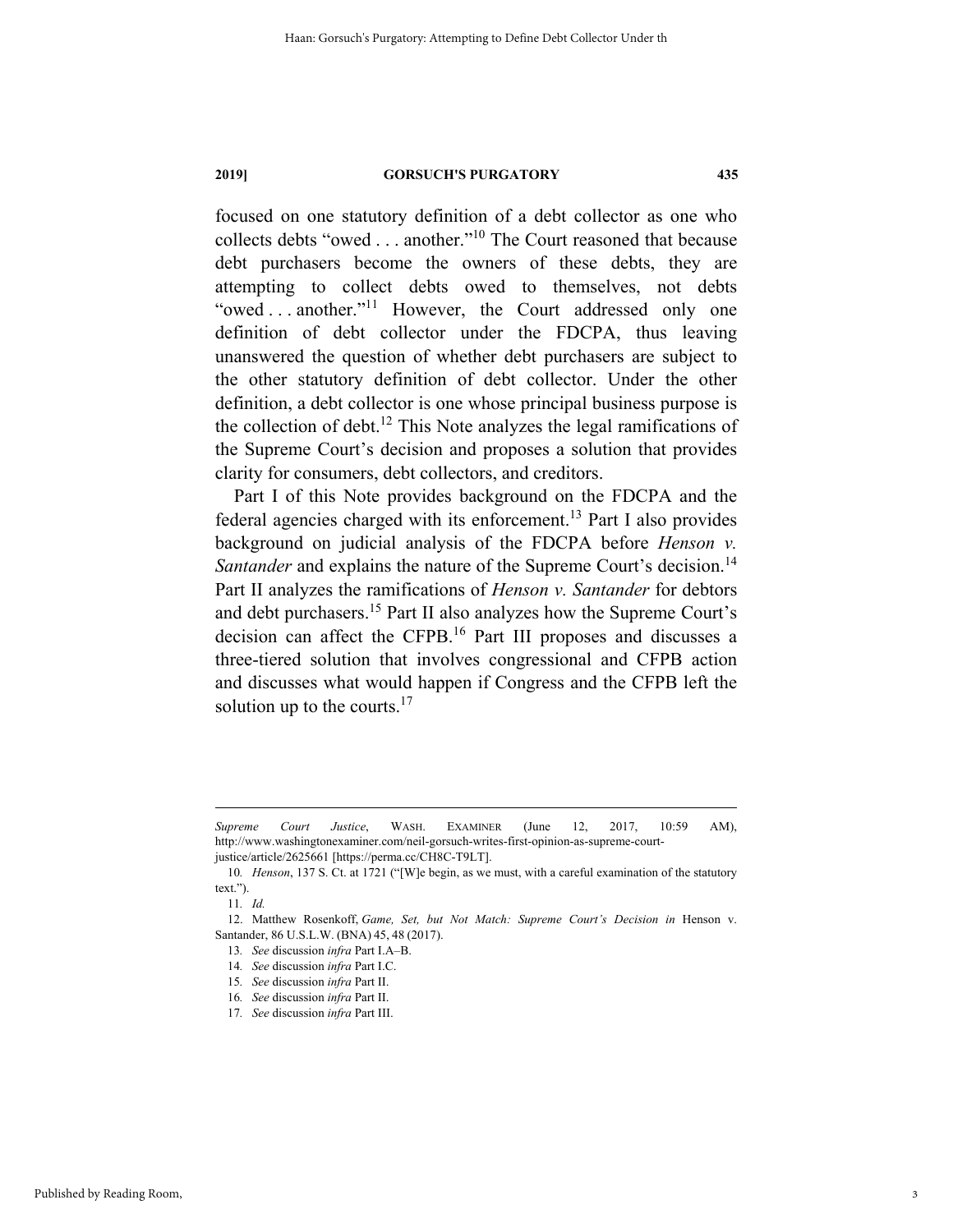focused on one statutory definition of a debt collector as one who collects debts "owed . . . another."[10] The Court reasoned that because debt purchasers become the owners of these debts, they are attempting to collect debts owed to themselves, not debts "owed . . . another."[11] However, the Court addressed only one definition of debt collector under the FDCPA, thus leaving unanswered the question of whether debt purchasers are subject to the other statutory definition of debt collector. Under the other definition, a debt collector is one whose principal business purpose is the collection of debt.[12] This Note analyzes the legal ramifications of the Supreme Court's decision and proposes a solution that provides clarity for consumers, debt collectors, and creditors.

Part I of this Note provides background on the FDCPA and the federal agencies charged with its enforcement.[13] Part I also provides background on judicial analysis of the FDCPA before *Henson v. Santander* and explains the nature of the Supreme Court's decision.[14] Part II analyzes the ramifications of *Henson v. Santander* for debtors and debt purchasers.[15] Part II also analyzes how the Supreme Court's decision can affect the CFPB.[16] Part III proposes and discusses a three-tiered solution that involves congressional and CFPB action and discusses what would happen if Congress and the CFPB left the solution up to the courts.[17]

---

*Supreme Court Justice*, WASH. EXAMINER (June 12, 2017, 10:59 AM), http://www.washingtonexaminer.com/neil-gorsuch-writes-first-opinion-as-supreme-court-justice/article/2625661 [https://perma.cc/CH8C-T9LT].

10. *Henson*, 137 S. Ct. at 1721 ("[W]e begin, as we must, with a careful examination of the statutory text.").

11. *Id.*

12. Matthew Rosenkoff, *Game, Set, but Not Match: Supreme Court's Decision in* Henson v. Santander, 86 U.S.L.W. (BNA) 45, 48 (2017).

13. *See* discussion *infra* Part I.A–B.

14. *See* discussion *infra* Part I.C.

15. *See* discussion *infra* Part II.

16. *See* discussion *infra* Part II.

17. *See* discussion *infra* Part III.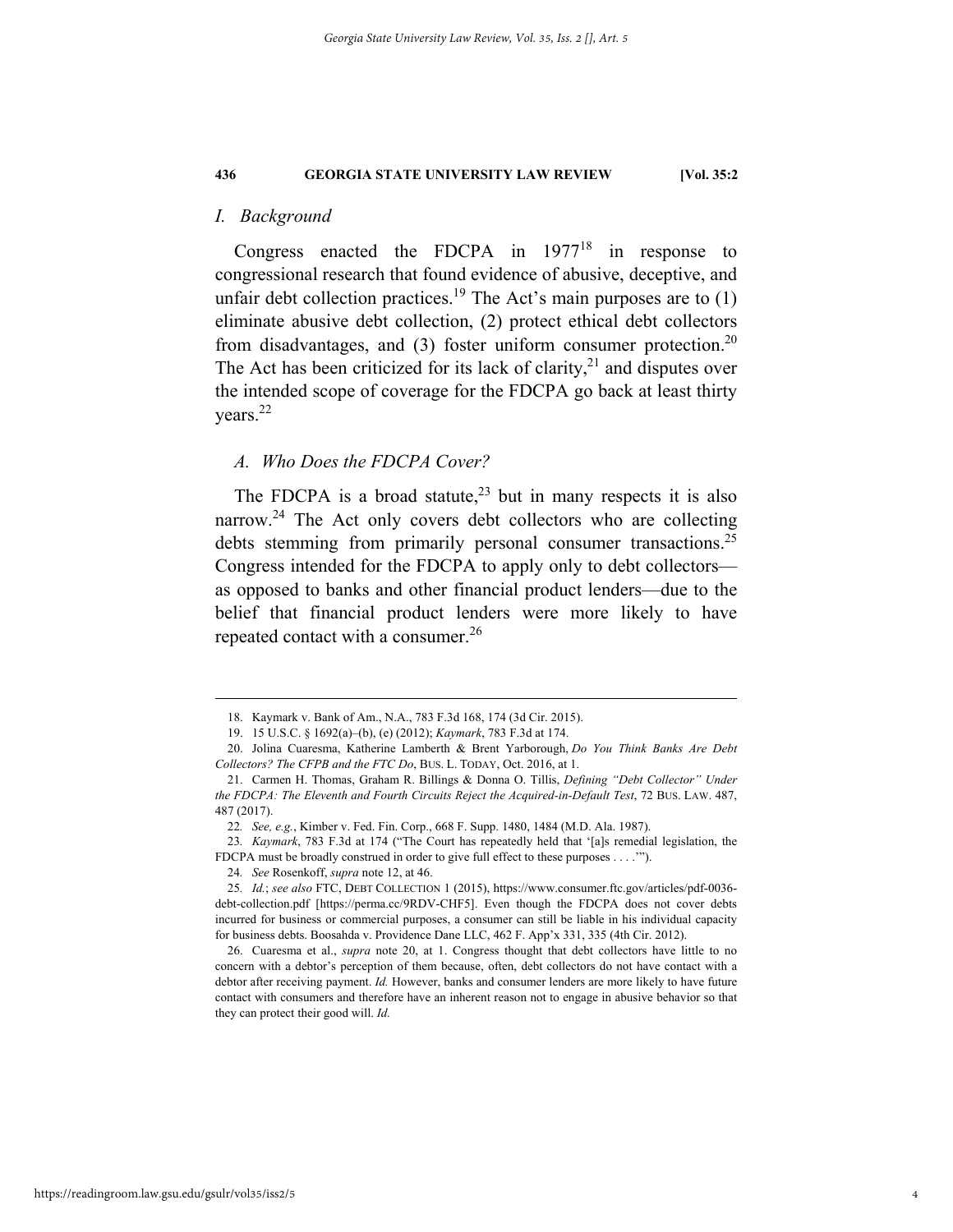## *I. Background*

Congress enacted the FDCPA in 1977[18] in response to congressional research that found evidence of abusive, deceptive, and unfair debt collection practices.[19] The Act's main purposes are to (1) eliminate abusive debt collection, (2) protect ethical debt collectors from disadvantages, and (3) foster uniform consumer protection.[20] The Act has been criticized for its lack of clarity,[21] and disputes over the intended scope of coverage for the FDCPA go back at least thirty years.[22]

### *A. Who Does the FDCPA Cover?*

The FDCPA is a broad statute,[23] but in many respects it is also narrow.[24] The Act only covers debt collectors who are collecting debts stemming from primarily personal consumer transactions.[25] Congress intended for the FDCPA to apply only to debt collectors—as opposed to banks and other financial product lenders—due to the belief that financial product lenders were more likely to have repeated contact with a consumer.[26]

---

18. Kaymark v. Bank of Am., N.A., 783 F.3d 168, 174 (3d Cir. 2015).

19. 15 U.S.C. § 1692(a)–(b), (e) (2012); *Kaymark*, 783 F.3d at 174.

20. Jolina Cuaresma, Katherine Lamberth & Brent Yarborough, *Do You Think Banks Are Debt Collectors? The CFPB and the FTC Do*, BUS. L. TODAY, Oct. 2016, at 1.

21. Carmen H. Thomas, Graham R. Billings & Donna O. Tillis, *Defining "Debt Collector" Under the FDCPA: The Eleventh and Fourth Circuits Reject the Acquired-in-Default Test*, 72 BUS. LAW. 487, 487 (2017).

22. *See, e.g.*, Kimber v. Fed. Fin. Corp., 668 F. Supp. 1480, 1484 (M.D. Ala. 1987).

23. *Kaymark*, 783 F.3d at 174 ("The Court has repeatedly held that '[a]s remedial legislation, the FDCPA must be broadly construed in order to give full effect to these purposes . . . .'").

24. *See* Rosenkoff, *supra* note 12, at 46.

25. *Id.*; *see also* FTC, DEBT COLLECTION 1 (2015), https://www.consumer.ftc.gov/articles/pdf-0036-debt-collection.pdf [https://perma.cc/9RDV-CHF5]. Even though the FDCPA does not cover debts incurred for business or commercial purposes, a consumer can still be liable in his individual capacity for business debts. Boosahda v. Providence Dane LLC, 462 F. App'x 331, 335 (4th Cir. 2012).

26. Cuaresma et al., *supra* note 20, at 1. Congress thought that debt collectors have little to no concern with a debtor's perception of them because, often, debt collectors do not have contact with a debtor after receiving payment. *Id.* However, banks and consumer lenders are more likely to have future contact with consumers and therefore have an inherent reason not to engage in abusive behavior so that they can protect their good will. *Id.*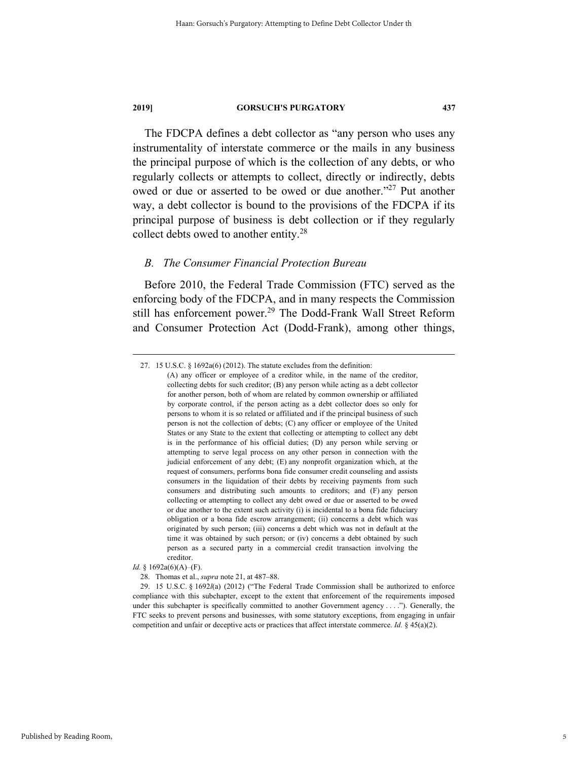The FDCPA defines a debt collector as "any person who uses any instrumentality of interstate commerce or the mails in any business the principal purpose of which is the collection of any debts, or who regularly collects or attempts to collect, directly or indirectly, debts owed or due or asserted to be owed or due another."[27] Put another way, a debt collector is bound to the provisions of the FDCPA if its principal purpose of business is debt collection or if they regularly collect debts owed to another entity.[28]

### *B. The Consumer Financial Protection Bureau*

Before 2010, the Federal Trade Commission (FTC) served as the enforcing body of the FDCPA, and in many respects the Commission still has enforcement power.[29] The Dodd-Frank Wall Street Reform and Consumer Protection Act (Dodd-Frank), among other things,

---

27. 15 U.S.C. § 1692a(6) (2012). The statute excludes from the definition:

> (A) any officer or employee of a creditor while, in the name of the creditor, collecting debts for such creditor; (B) any person while acting as a debt collector for another person, both of whom are related by common ownership or affiliated by corporate control, if the person acting as a debt collector does so only for persons to whom it is so related or affiliated and if the principal business of such person is not the collection of debts; (C) any officer or employee of the United States or any State to the extent that collecting or attempting to collect any debt is in the performance of his official duties; (D) any person while serving or attempting to serve legal process on any other person in connection with the judicial enforcement of any debt; (E) any nonprofit organization which, at the request of consumers, performs bona fide consumer credit counseling and assists consumers in the liquidation of their debts by receiving payments from such consumers and distributing such amounts to creditors; and (F) any person collecting or attempting to collect any debt owed or due or asserted to be owed or due another to the extent such activity (i) is incidental to a bona fide fiduciary obligation or a bona fide escrow arrangement; (ii) concerns a debt which was originated by such person; (iii) concerns a debt which was not in default at the time it was obtained by such person; or (iv) concerns a debt obtained by such person as a secured party in a commercial credit transaction involving the creditor.

*Id.* § 1692a(6)(A)–(F).

28. Thomas et al., *supra* note 21, at 487–88.

29. 15 U.S.C. § 1692*l*(a) (2012) ("The Federal Trade Commission shall be authorized to enforce compliance with this subchapter, except to the extent that enforcement of the requirements imposed under this subchapter is specifically committed to another Government agency . . . ."). Generally, the FTC seeks to prevent persons and businesses, with some statutory exceptions, from engaging in unfair competition and unfair or deceptive acts or practices that affect interstate commerce. *Id.* § 45(a)(2).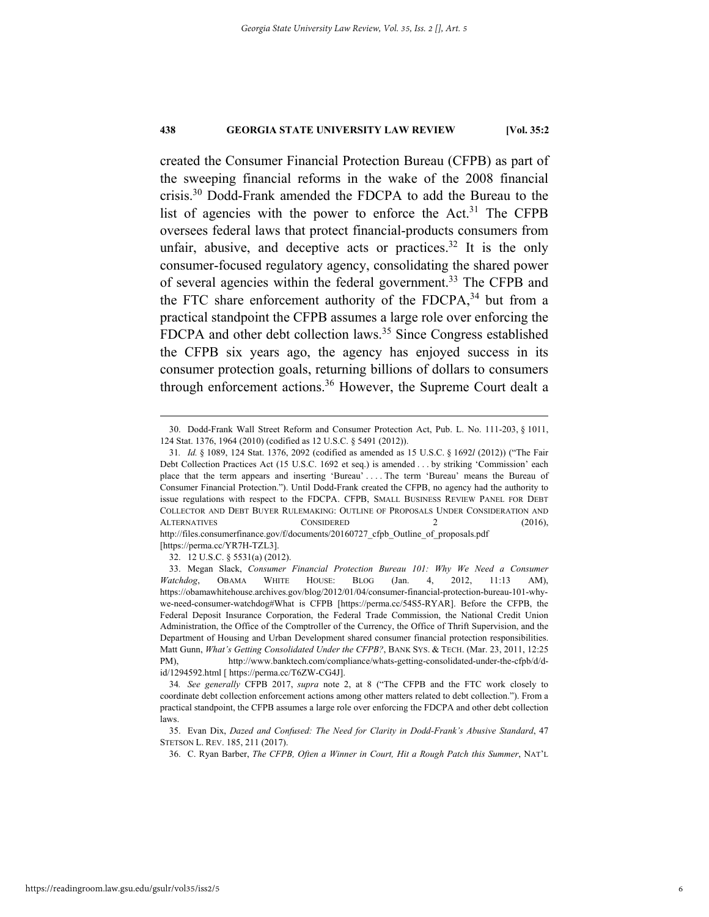created the Consumer Financial Protection Bureau (CFPB) as part of the sweeping financial reforms in the wake of the 2008 financial crisis.[30] Dodd-Frank amended the FDCPA to add the Bureau to the list of agencies with the power to enforce the Act.[31] The CFPB oversees federal laws that protect financial-products consumers from unfair, abusive, and deceptive acts or practices.[32] It is the only consumer-focused regulatory agency, consolidating the shared power of several agencies within the federal government.[33] The CFPB and the FTC share enforcement authority of the FDCPA,[34] but from a practical standpoint the CFPB assumes a large role over enforcing the FDCPA and other debt collection laws.[35] Since Congress established the CFPB six years ago, the agency has enjoyed success in its consumer protection goals, returning billions of dollars to consumers through enforcement actions.[36] However, the Supreme Court dealt a

---

30. Dodd-Frank Wall Street Reform and Consumer Protection Act, Pub. L. No. 111-203, § 1011, 124 Stat. 1376, 1964 (2010) (codified as 12 U.S.C. § 5491 (2012)).

31. *Id.* § 1089, 124 Stat. 1376, 2092 (codified as amended as 15 U.S.C. § 1692*l* (2012)) ("The Fair Debt Collection Practices Act (15 U.S.C. 1692 et seq.) is amended . . . by striking 'Commission' each place that the term appears and inserting 'Bureau' . . . . The term 'Bureau' means the Bureau of Consumer Financial Protection."). Until Dodd-Frank created the CFPB, no agency had the authority to issue regulations with respect to the FDCPA. CFPB, SMALL BUSINESS REVIEW PANEL FOR DEBT COLLECTOR AND DEBT BUYER RULEMAKING: OUTLINE OF PROPOSALS UNDER CONSIDERATION AND ALTERNATIVES CONSIDERED 2 (2016), http://files.consumerfinance.gov/f/documents/20160727_cfpb_Outline_of_proposals.pdf [https://perma.cc/YR7H-TZL3].

32. 12 U.S.C. § 5531(a) (2012).

33. Megan Slack, *Consumer Financial Protection Bureau 101: Why We Need a Consumer Watchdog*, OBAMA WHITE HOUSE: BLOG (Jan. 4, 2012, 11:13 AM), https://obamawhitehouse.archives.gov/blog/2012/01/04/consumer-financial-protection-bureau-101-why-we-need-consumer-watchdog#What is CFPB [https://perma.cc/54S5-RYAR]. Before the CFPB, the Federal Deposit Insurance Corporation, the Federal Trade Commission, the National Credit Union Administration, the Office of the Comptroller of the Currency, the Office of Thrift Supervision, and the Department of Housing and Urban Development shared consumer financial protection responsibilities. Matt Gunn, *What's Getting Consolidated Under the CFPB?*, BANK SYS. & TECH. (Mar. 23, 2011, 12:25 PM), http://www.banktech.com/compliance/whats-getting-consolidated-under-the-cfpb/d/d-id/1294592.html [ https://perma.cc/T6ZW-CG4J].

34. *See generally* CFPB 2017, *supra* note 2, at 8 ("The CFPB and the FTC work closely to coordinate debt collection enforcement actions among other matters related to debt collection."). From a practical standpoint, the CFPB assumes a large role over enforcing the FDCPA and other debt collection laws.

35. Evan Dix, *Dazed and Confused: The Need for Clarity in Dodd-Frank's Abusive Standard*, 47 STETSON L. REV. 185, 211 (2017).

36. C. Ryan Barber, *The CFPB, Often a Winner in Court, Hit a Rough Patch this Summer*, NAT'L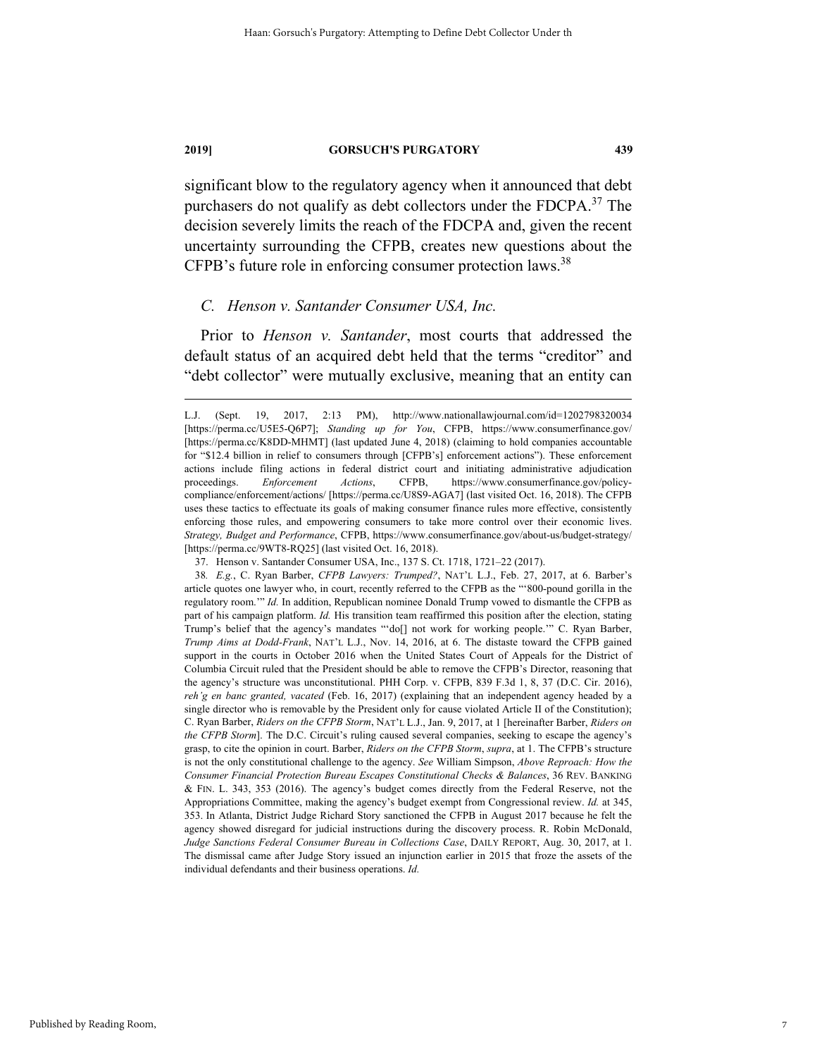significant blow to the regulatory agency when it announced that debt purchasers do not qualify as debt collectors under the FDCPA.[37] The decision severely limits the reach of the FDCPA and, given the recent uncertainty surrounding the CFPB, creates new questions about the CFPB's future role in enforcing consumer protection laws.[38]

### C. *Henson v. Santander Consumer USA, Inc.*

Prior to *Henson v. Santander*, most courts that addressed the default status of an acquired debt held that the terms "creditor" and "debt collector" were mutually exclusive, meaning that an entity can

---

L.J. (Sept. 19, 2017, 2:13 PM), http://www.nationallawjournal.com/id=1202798320034 [https://perma.cc/U5E5-Q6P7]; *Standing up for You*, CFPB, https://www.consumerfinance.gov/ [https://perma.cc/K8DD-MHMT] (last updated June 4, 2018) (claiming to hold companies accountable for "$12.4 billion in relief to consumers through [CFPB's] enforcement actions"). These enforcement actions include filing actions in federal district court and initiating administrative adjudication proceedings. *Enforcement Actions*, CFPB, https://www.consumerfinance.gov/policy-compliance/enforcement/actions/ [https://perma.cc/U8S9-AGA7] (last visited Oct. 16, 2018). The CFPB uses these tactics to effectuate its goals of making consumer finance rules more effective, consistently enforcing those rules, and empowering consumers to take more control over their economic lives. *Strategy, Budget and Performance*, CFPB, https://www.consumerfinance.gov/about-us/budget-strategy/ [https://perma.cc/9WT8-RQ25] (last visited Oct. 16, 2018).

37. Henson v. Santander Consumer USA, Inc., 137 S. Ct. 1718, 1721–22 (2017).

38. *E.g.*, C. Ryan Barber, *CFPB Lawyers: Trumped?*, NAT'L L.J., Feb. 27, 2017, at 6. Barber's article quotes one lawyer who, in court, recently referred to the CFPB as the "'800-pound gorilla in the regulatory room.'" *Id.* In addition, Republican nominee Donald Trump vowed to dismantle the CFPB as part of his campaign platform. *Id.* His transition team reaffirmed this position after the election, stating Trump's belief that the agency's mandates "'do[] not work for working people.'" C. Ryan Barber, *Trump Aims at Dodd-Frank*, NAT'L L.J., Nov. 14, 2016, at 6. The distaste toward the CFPB gained support in the courts in October 2016 when the United States Court of Appeals for the District of Columbia Circuit ruled that the President should be able to remove the CFPB's Director, reasoning that the agency's structure was unconstitutional. PHH Corp. v. CFPB, 839 F.3d 1, 8, 37 (D.C. Cir. 2016), *reh'g en banc granted, vacated* (Feb. 16, 2017) (explaining that an independent agency headed by a single director who is removable by the President only for cause violated Article II of the Constitution); C. Ryan Barber, *Riders on the CFPB Storm*, NAT'L L.J., Jan. 9, 2017, at 1 [hereinafter Barber, *Riders on the CFPB Storm*]. The D.C. Circuit's ruling caused several companies, seeking to escape the agency's grasp, to cite the opinion in court. Barber, *Riders on the CFPB Storm*, *supra*, at 1. The CFPB's structure is not the only constitutional challenge to the agency. *See* William Simpson, *Above Reproach: How the Consumer Financial Protection Bureau Escapes Constitutional Checks & Balances*, 36 REV. BANKING & FIN. L. 343, 353 (2016). The agency's budget comes directly from the Federal Reserve, not the Appropriations Committee, making the agency's budget exempt from Congressional review. *Id.* at 345, 353. In Atlanta, District Judge Richard Story sanctioned the CFPB in August 2017 because he felt the agency showed disregard for judicial instructions during the discovery process. R. Robin McDonald, *Judge Sanctions Federal Consumer Bureau in Collections Case*, DAILY REPORT, Aug. 30, 2017, at 1. The dismissal came after Judge Story issued an injunction earlier in 2015 that froze the assets of the individual defendants and their business operations. *Id.*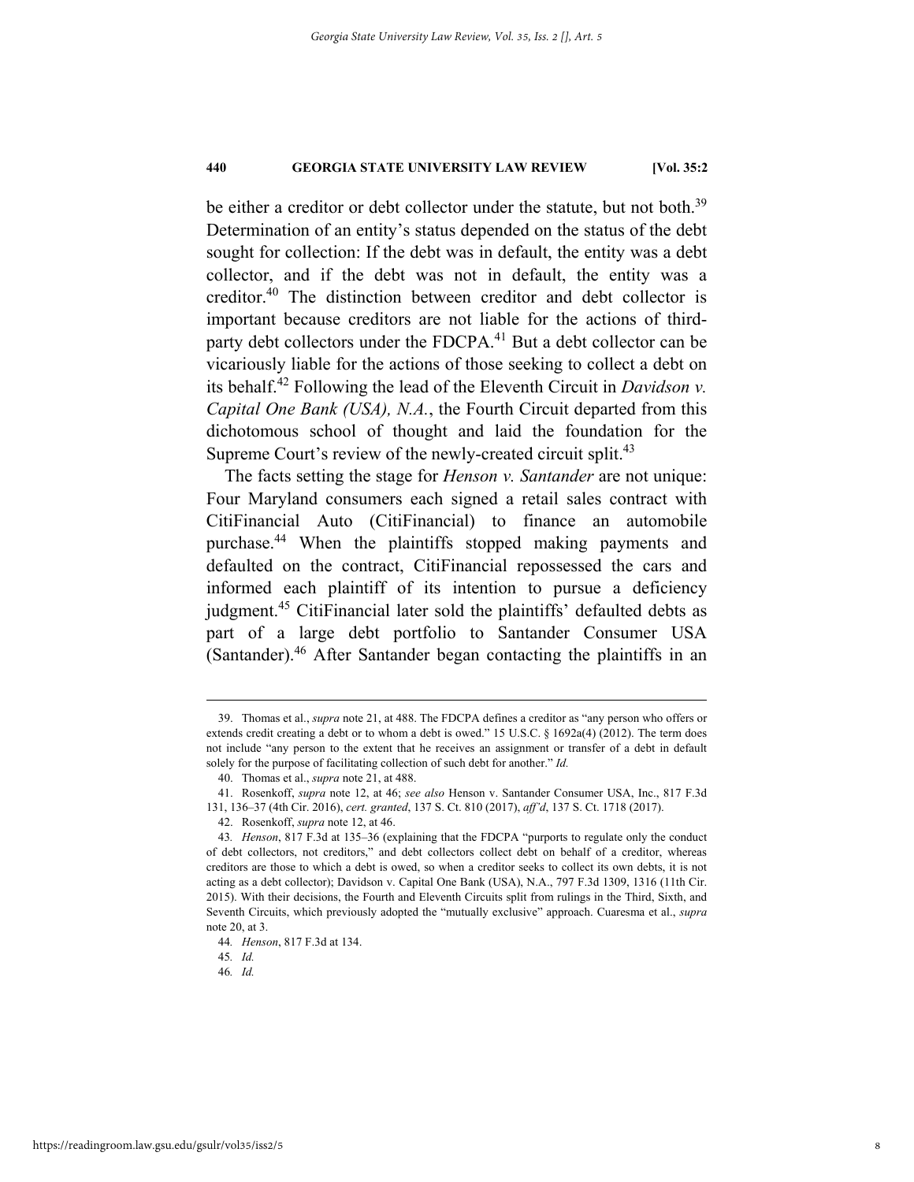be either a creditor or debt collector under the statute, but not both.[39] Determination of an entity's status depended on the status of the debt sought for collection: If the debt was in default, the entity was a debt collector, and if the debt was not in default, the entity was a creditor.[40] The distinction between creditor and debt collector is important because creditors are not liable for the actions of third-party debt collectors under the FDCPA.[41] But a debt collector can be vicariously liable for the actions of those seeking to collect a debt on its behalf.[42] Following the lead of the Eleventh Circuit in *Davidson v. Capital One Bank (USA), N.A.*, the Fourth Circuit departed from this dichotomous school of thought and laid the foundation for the Supreme Court's review of the newly-created circuit split.[43]

The facts setting the stage for *Henson v. Santander* are not unique: Four Maryland consumers each signed a retail sales contract with CitiFinancial Auto (CitiFinancial) to finance an automobile purchase.[44] When the plaintiffs stopped making payments and defaulted on the contract, CitiFinancial repossessed the cars and informed each plaintiff of its intention to pursue a deficiency judgment.[45] CitiFinancial later sold the plaintiffs' defaulted debts as part of a large debt portfolio to Santander Consumer USA (Santander).[46] After Santander began contacting the plaintiffs in an

---

39. Thomas et al., *supra* note 21, at 488. The FDCPA defines a creditor as "any person who offers or extends credit creating a debt or to whom a debt is owed." 15 U.S.C. § 1692a(4) (2012). The term does not include "any person to the extent that he receives an assignment or transfer of a debt in default solely for the purpose of facilitating collection of such debt for another." *Id.*

40. Thomas et al., *supra* note 21, at 488.

41. Rosenkoff, *supra* note 12, at 46; *see also* Henson v. Santander Consumer USA, Inc., 817 F.3d 131, 136–37 (4th Cir. 2016), *cert. granted*, 137 S. Ct. 810 (2017), *aff'd*, 137 S. Ct. 1718 (2017).

42. Rosenkoff, *supra* note 12, at 46.

43. *Henson*, 817 F.3d at 135–36 (explaining that the FDCPA "purports to regulate only the conduct of debt collectors, not creditors," and debt collectors collect debt on behalf of a creditor, whereas creditors are those to which a debt is owed, so when a creditor seeks to collect its own debts, it is not acting as a debt collector); Davidson v. Capital One Bank (USA), N.A., 797 F.3d 1309, 1316 (11th Cir. 2015). With their decisions, the Fourth and Eleventh Circuits split from rulings in the Third, Sixth, and Seventh Circuits, which previously adopted the "mutually exclusive" approach. Cuaresma et al., *supra* note 20, at 3.

44. *Henson*, 817 F.3d at 134.

45. *Id.*

46. *Id.*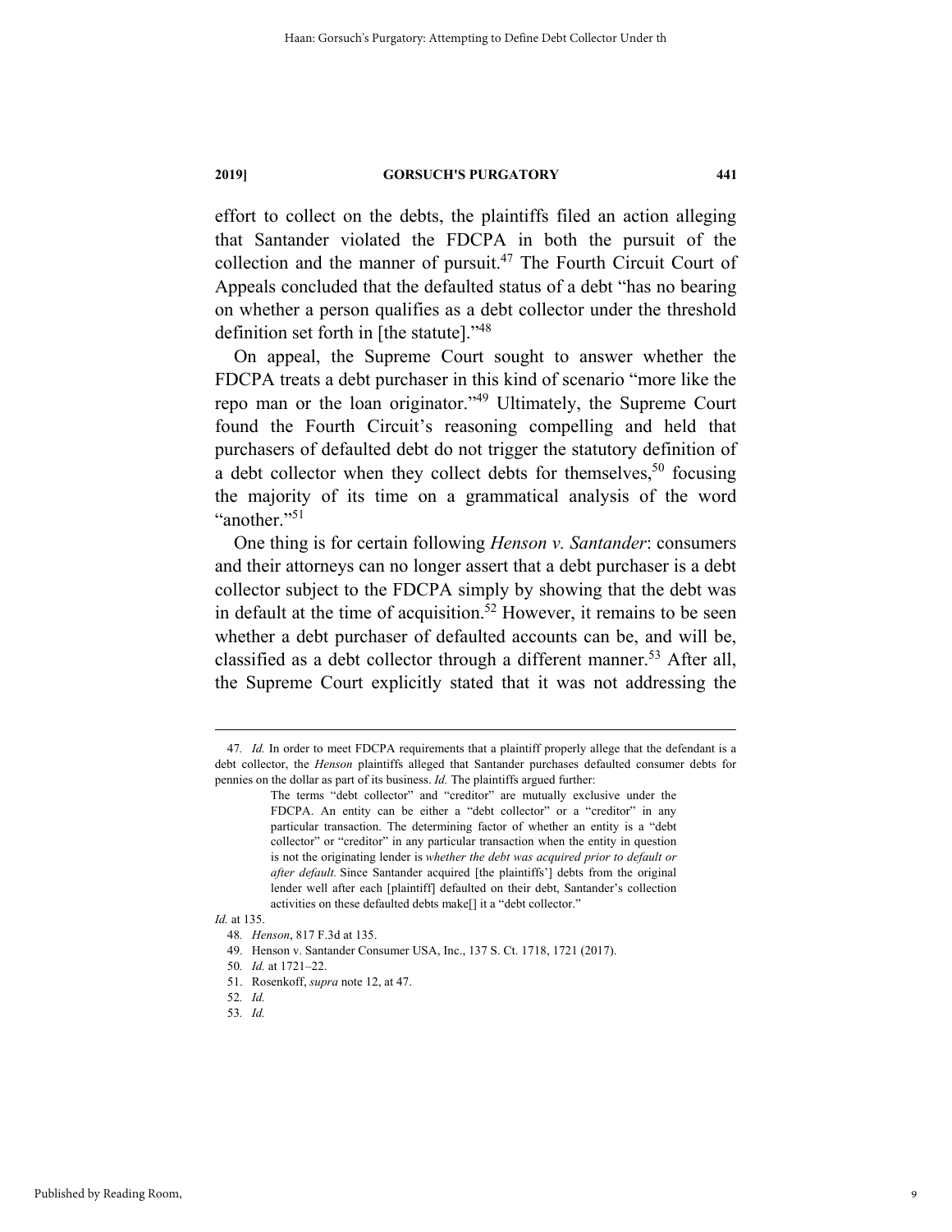effort to collect on the debts, the plaintiffs filed an action alleging that Santander violated the FDCPA in both the pursuit of the collection and the manner of pursuit.[47] The Fourth Circuit Court of Appeals concluded that the defaulted status of a debt "has no bearing on whether a person qualifies as a debt collector under the threshold definition set forth in [the statute]."[48]

On appeal, the Supreme Court sought to answer whether the FDCPA treats a debt purchaser in this kind of scenario "more like the repo man or the loan originator."[49] Ultimately, the Supreme Court found the Fourth Circuit's reasoning compelling and held that purchasers of defaulted debt do not trigger the statutory definition of a debt collector when they collect debts for themselves,[50] focusing the majority of its time on a grammatical analysis of the word "another."[51]

One thing is for certain following *Henson v. Santander*: consumers and their attorneys can no longer assert that a debt purchaser is a debt collector subject to the FDCPA simply by showing that the debt was in default at the time of acquisition.[52] However, it remains to be seen whether a debt purchaser of defaulted accounts can be, and will be, classified as a debt collector through a different manner.[53] After all, the Supreme Court explicitly stated that it was not addressing the

---

47. *Id.* In order to meet FDCPA requirements that a plaintiff properly allege that the defendant is a debt collector, the *Henson* plaintiffs alleged that Santander purchases defaulted consumer debts for pennies on the dollar as part of its business. *Id.* The plaintiffs argued further:

> The terms "debt collector" and "creditor" are mutually exclusive under the FDCPA. An entity can be either a "debt collector" or a "creditor" in any particular transaction. The determining factor of whether an entity is a "debt collector" or "creditor" in any particular transaction when the entity in question is not the originating lender is *whether the debt was acquired prior to default or after default.* Since Santander acquired [the plaintiffs'] debts from the original lender well after each [plaintiff] defaulted on their debt, Santander's collection activities on these defaulted debts make[] it a "debt collector."

*Id.* at 135.

48. *Henson*, 817 F.3d at 135.

49. Henson v. Santander Consumer USA, Inc., 137 S. Ct. 1718, 1721 (2017).

50. *Id.* at 1721–22.

51. Rosenkoff, *supra* note 12, at 47.

52. *Id.*

53. *Id.*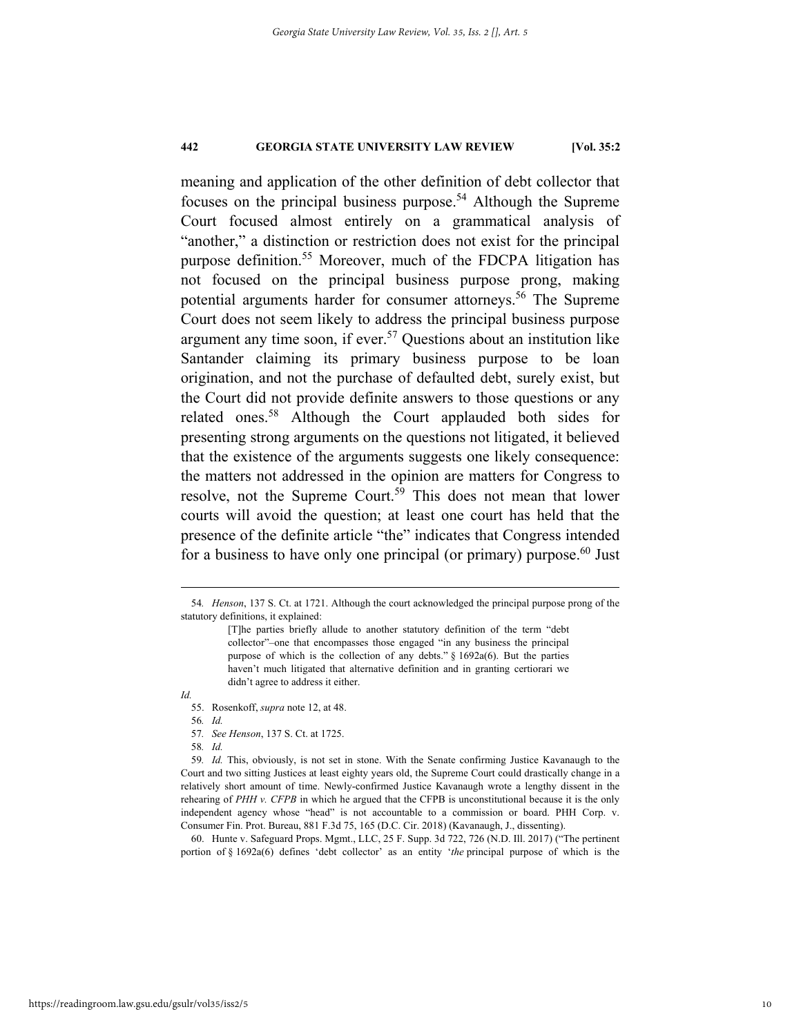meaning and application of the other definition of debt collector that focuses on the principal business purpose.[54] Although the Supreme Court focused almost entirely on a grammatical analysis of "another," a distinction or restriction does not exist for the principal purpose definition.[55] Moreover, much of the FDCPA litigation has not focused on the principal business purpose prong, making potential arguments harder for consumer attorneys.[56] The Supreme Court does not seem likely to address the principal business purpose argument any time soon, if ever.[57] Questions about an institution like Santander claiming its primary business purpose to be loan origination, and not the purchase of defaulted debt, surely exist, but the Court did not provide definite answers to those questions or any related ones.[58] Although the Court applauded both sides for presenting strong arguments on the questions not litigated, it believed that the existence of the arguments suggests one likely consequence: the matters not addressed in the opinion are matters for Congress to resolve, not the Supreme Court.[59] This does not mean that lower courts will avoid the question; at least one court has held that the presence of the definite article "the" indicates that Congress intended for a business to have only one principal (or primary) purpose.[60] Just

---

54. *Henson*, 137 S. Ct. at 1721. Although the court acknowledged the principal purpose prong of the statutory definitions, it explained:

> [T]he parties briefly allude to another statutory definition of the term "debt collector"–one that encompasses those engaged "in any business the principal purpose of which is the collection of any debts." § 1692a(6). But the parties haven't much litigated that alternative definition and in granting certiorari we didn't agree to address it either.

*Id.*

55. Rosenkoff, *supra* note 12, at 48.

56. *Id.*

57. *See Henson*, 137 S. Ct. at 1725.

58. *Id.*

59. *Id.* This, obviously, is not set in stone. With the Senate confirming Justice Kavanaugh to the Court and two sitting Justices at least eighty years old, the Supreme Court could drastically change in a relatively short amount of time. Newly-confirmed Justice Kavanaugh wrote a lengthy dissent in the rehearing of *PHH v. CFPB* in which he argued that the CFPB is unconstitutional because it is the only independent agency whose "head" is not accountable to a commission or board. PHH Corp. v. Consumer Fin. Prot. Bureau, 881 F.3d 75, 165 (D.C. Cir. 2018) (Kavanaugh, J., dissenting).

60. Hunte v. Safeguard Props. Mgmt., LLC, 25 F. Supp. 3d 722, 726 (N.D. Ill. 2017) ("The pertinent portion of § 1692a(6) defines 'debt collector' as an entity '*the* principal purpose of which is the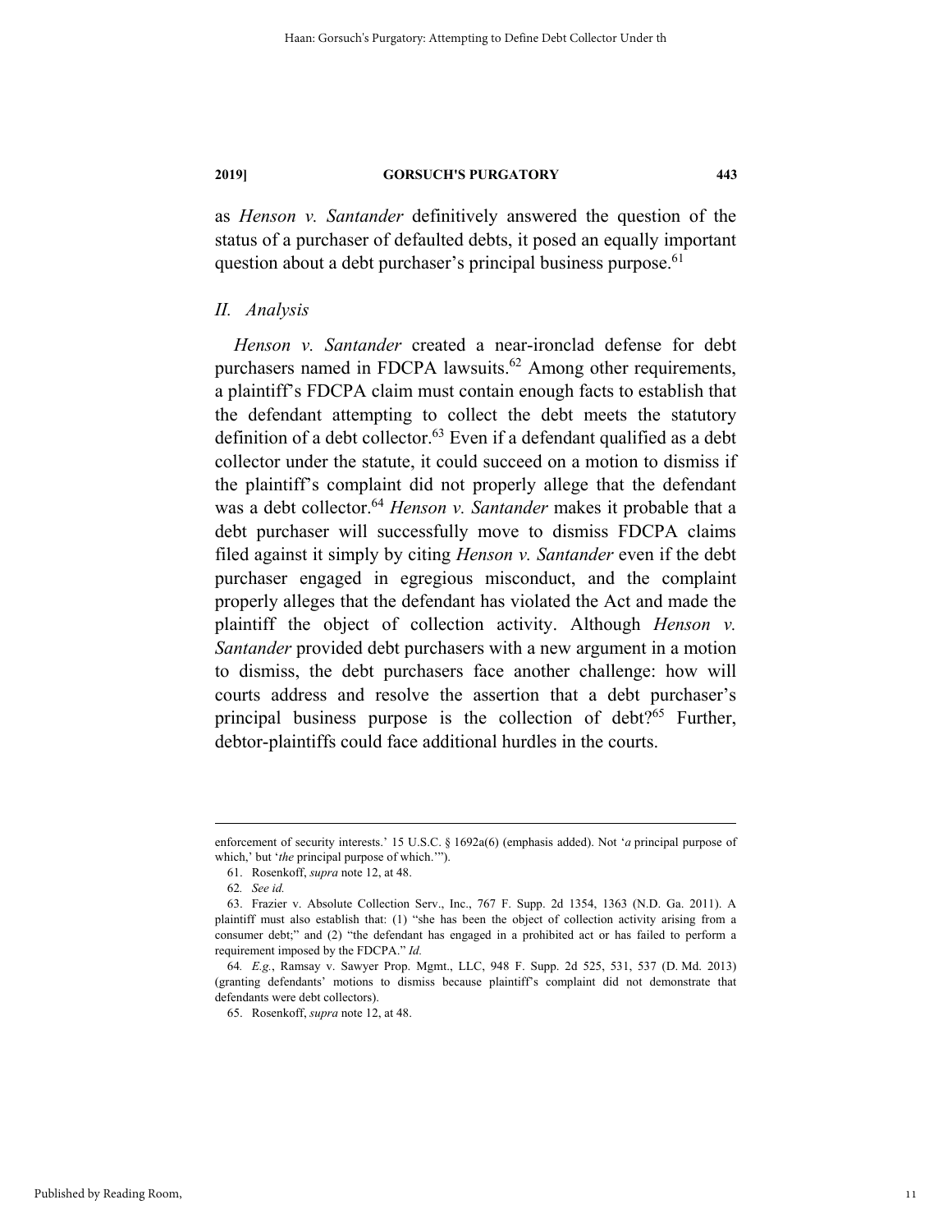as *Henson v. Santander* definitively answered the question of the status of a purchaser of defaulted debts, it posed an equally important question about a debt purchaser's principal business purpose.[61]

## *II. Analysis*

*Henson v. Santander* created a near-ironclad defense for debt purchasers named in FDCPA lawsuits.[62] Among other requirements, a plaintiff's FDCPA claim must contain enough facts to establish that the defendant attempting to collect the debt meets the statutory definition of a debt collector.[63] Even if a defendant qualified as a debt collector under the statute, it could succeed on a motion to dismiss if the plaintiff's complaint did not properly allege that the defendant was a debt collector.[64] *Henson v. Santander* makes it probable that a debt purchaser will successfully move to dismiss FDCPA claims filed against it simply by citing *Henson v. Santander* even if the debt purchaser engaged in egregious misconduct, and the complaint properly alleges that the defendant has violated the Act and made the plaintiff the object of collection activity. Although *Henson v. Santander* provided debt purchasers with a new argument in a motion to dismiss, the debt purchasers face another challenge: how will courts address and resolve the assertion that a debt purchaser's principal business purpose is the collection of debt?[65] Further, debtor-plaintiffs could face additional hurdles in the courts.

---

enforcement of security interests.' 15 U.S.C. § 1692a(6) (emphasis added). Not '*a* principal purpose of which,' but '*the* principal purpose of which.'").

61. Rosenkoff, *supra* note 12, at 48.

62. *See id.*

63. Frazier v. Absolute Collection Serv., Inc., 767 F. Supp. 2d 1354, 1363 (N.D. Ga. 2011). A plaintiff must also establish that: (1) "she has been the object of collection activity arising from a consumer debt;" and (2) "the defendant has engaged in a prohibited act or has failed to perform a requirement imposed by the FDCPA." *Id.*

64. *E.g.*, Ramsay v. Sawyer Prop. Mgmt., LLC, 948 F. Supp. 2d 525, 531, 537 (D. Md. 2013) (granting defendants' motions to dismiss because plaintiff's complaint did not demonstrate that defendants were debt collectors).

65. Rosenkoff, *supra* note 12, at 48.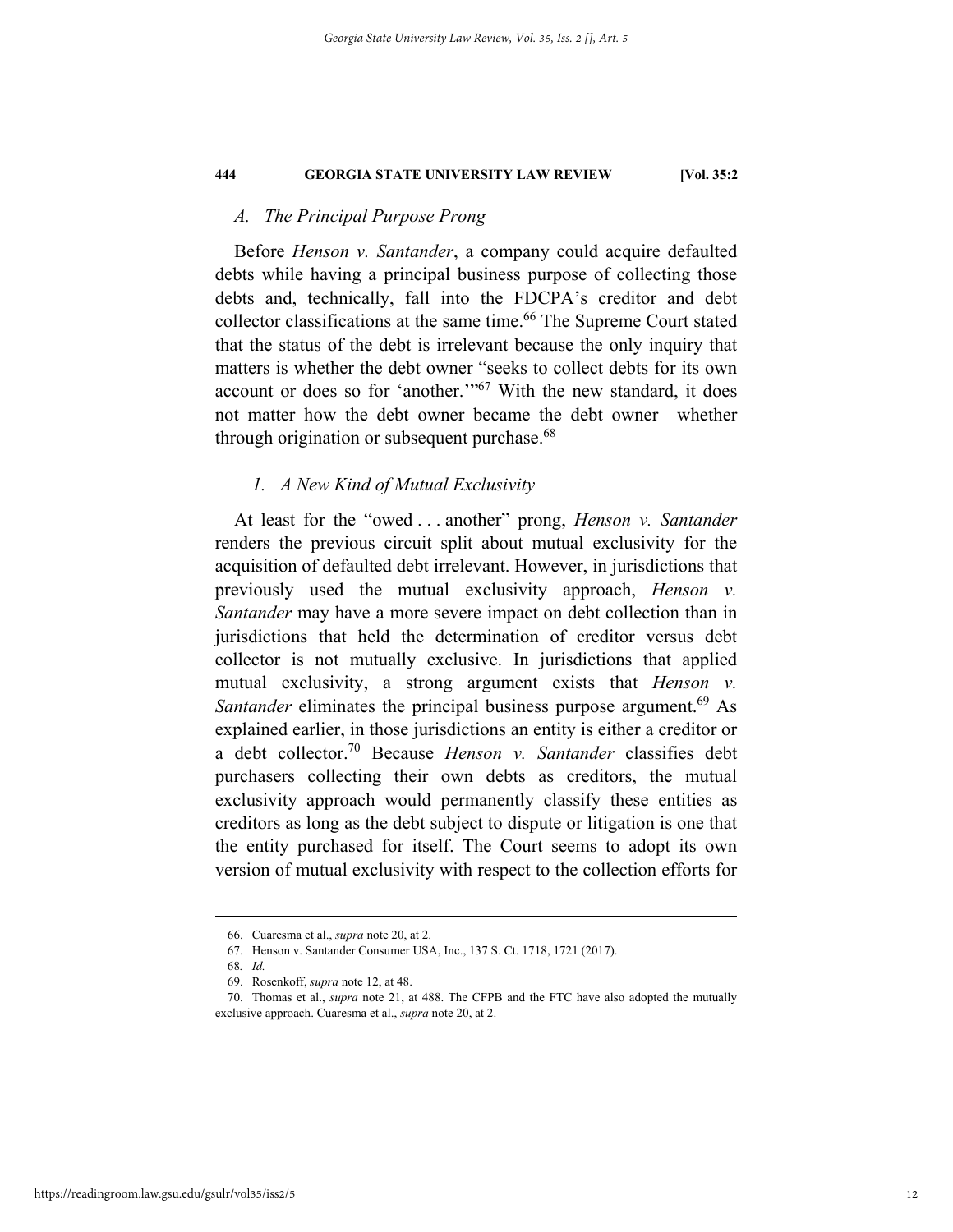### A. The Principal Purpose Prong

Before *Henson v. Santander*, a company could acquire defaulted debts while having a principal business purpose of collecting those debts and, technically, fall into the FDCPA's creditor and debt collector classifications at the same time.[66] The Supreme Court stated that the status of the debt is irrelevant because the only inquiry that matters is whether the debt owner "seeks to collect debts for its own account or does so for 'another.'"[67] With the new standard, it does not matter how the debt owner became the debt owner—whether through origination or subsequent purchase.[68]

#### 1. A New Kind of Mutual Exclusivity

At least for the "owed . . . another" prong, *Henson v. Santander* renders the previous circuit split about mutual exclusivity for the acquisition of defaulted debt irrelevant. However, in jurisdictions that previously used the mutual exclusivity approach, *Henson v. Santander* may have a more severe impact on debt collection than in jurisdictions that held the determination of creditor versus debt collector is not mutually exclusive. In jurisdictions that applied mutual exclusivity, a strong argument exists that *Henson v. Santander* eliminates the principal business purpose argument.[69] As explained earlier, in those jurisdictions an entity is either a creditor or a debt collector.[70] Because *Henson v. Santander* classifies debt purchasers collecting their own debts as creditors, the mutual exclusivity approach would permanently classify these entities as creditors as long as the debt subject to dispute or litigation is one that the entity purchased for itself. The Court seems to adopt its own version of mutual exclusivity with respect to the collection efforts for

---

66. Cuaresma et al., *supra* note 20, at 2.

67. Henson v. Santander Consumer USA, Inc., 137 S. Ct. 1718, 1721 (2017).

68. *Id.*

69. Rosenkoff, *supra* note 12, at 48.

70. Thomas et al., *supra* note 21, at 488. The CFPB and the FTC have also adopted the mutually exclusive approach. Cuaresma et al., *supra* note 20, at 2.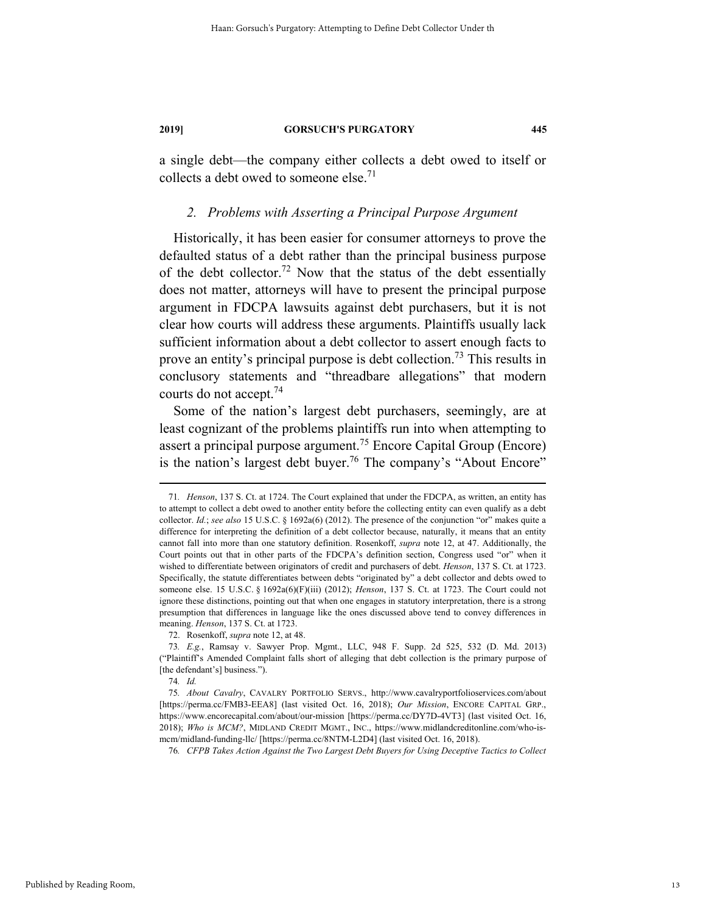a single debt—the company either collects a debt owed to itself or collects a debt owed to someone else.[71]

### 2. *Problems with Asserting a Principal Purpose Argument*

Historically, it has been easier for consumer attorneys to prove the defaulted status of a debt rather than the principal business purpose of the debt collector.[72] Now that the status of the debt essentially does not matter, attorneys will have to present the principal purpose argument in FDCPA lawsuits against debt purchasers, but it is not clear how courts will address these arguments. Plaintiffs usually lack sufficient information about a debt collector to assert enough facts to prove an entity's principal purpose is debt collection.[73] This results in conclusory statements and "threadbare allegations" that modern courts do not accept.[74]

Some of the nation's largest debt purchasers, seemingly, are at least cognizant of the problems plaintiffs run into when attempting to assert a principal purpose argument.[75] Encore Capital Group (Encore) is the nation's largest debt buyer.[76] The company's "About Encore"

---

71. *Henson*, 137 S. Ct. at 1724. The Court explained that under the FDCPA, as written, an entity has to attempt to collect a debt owed to another entity before the collecting entity can even qualify as a debt collector. *Id.*; *see also* 15 U.S.C. § 1692a(6) (2012). The presence of the conjunction "or" makes quite a difference for interpreting the definition of a debt collector because, naturally, it means that an entity cannot fall into more than one statutory definition. Rosenkoff, *supra* note 12, at 47. Additionally, the Court points out that in other parts of the FDCPA's definition section, Congress used "or" when it wished to differentiate between originators of credit and purchasers of debt. *Henson*, 137 S. Ct. at 1723. Specifically, the statute differentiates between debts "originated by" a debt collector and debts owed to someone else. 15 U.S.C. § 1692a(6)(F)(iii) (2012); *Henson*, 137 S. Ct. at 1723. The Court could not ignore these distinctions, pointing out that when one engages in statutory interpretation, there is a strong presumption that differences in language like the ones discussed above tend to convey differences in meaning. *Henson*, 137 S. Ct. at 1723.

72. Rosenkoff, *supra* note 12, at 48.

73. *E.g.*, Ramsay v. Sawyer Prop. Mgmt., LLC, 948 F. Supp. 2d 525, 532 (D. Md. 2013) ("Plaintiff's Amended Complaint falls short of alleging that debt collection is the primary purpose of [the defendant's] business.").

74. *Id.*

75. *About Cavalry*, CAVALRY PORTFOLIO SERVS., http://www.cavalryportfolioservices.com/about [https://perma.cc/FMB3-EEA8] (last visited Oct. 16, 2018); *Our Mission*, ENCORE CAPITAL GRP., https://www.encorecapital.com/about/our-mission [https://perma.cc/DY7D-4VT3] (last visited Oct. 16, 2018); *Who is MCM?*, MIDLAND CREDIT MGMT., INC., https://www.midlandcreditonline.com/who-is-mcm/midland-funding-llc/ [https://perma.cc/8NTM-L2D4] (last visited Oct. 16, 2018).

76. *CFPB Takes Action Against the Two Largest Debt Buyers for Using Deceptive Tactics to Collect*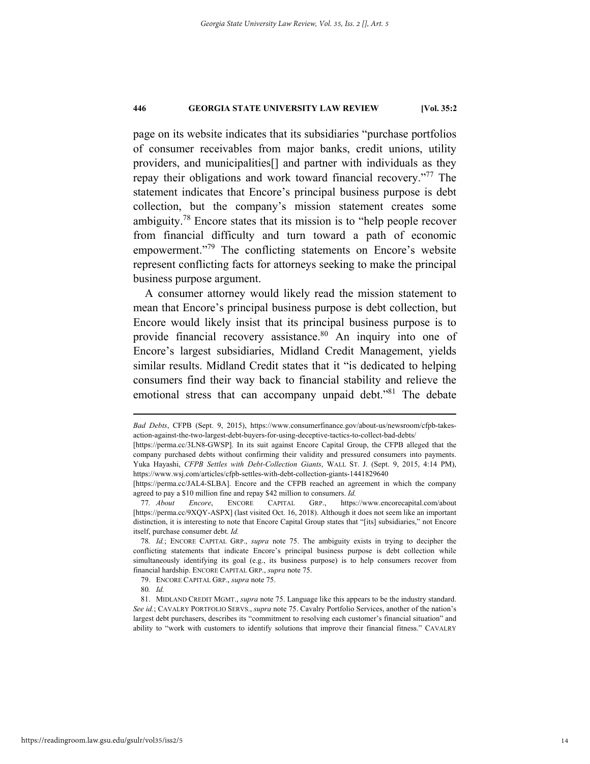page on its website indicates that its subsidiaries "purchase portfolios of consumer receivables from major banks, credit unions, utility providers, and municipalities[] and partner with individuals as they repay their obligations and work toward financial recovery."[77] The statement indicates that Encore's principal business purpose is debt collection, but the company's mission statement creates some ambiguity.[78] Encore states that its mission is to "help people recover from financial difficulty and turn toward a path of economic empowerment."[79] The conflicting statements on Encore's website represent conflicting facts for attorneys seeking to make the principal business purpose argument.

A consumer attorney would likely read the mission statement to mean that Encore's principal business purpose is debt collection, but Encore would likely insist that its principal business purpose is to provide financial recovery assistance.[80] An inquiry into one of Encore's largest subsidiaries, Midland Credit Management, yields similar results. Midland Credit states that it "is dedicated to helping consumers find their way back to financial stability and relieve the emotional stress that can accompany unpaid debt."[81] The debate

---

*Bad Debts*, CFPB (Sept. 9, 2015), https://www.consumerfinance.gov/about-us/newsroom/cfpb-takes-action-against-the-two-largest-debt-buyers-for-using-deceptive-tactics-to-collect-bad-debts/ [https://perma.cc/3LN8-GWSP]. In its suit against Encore Capital Group, the CFPB alleged that the company purchased debts without confirming their validity and pressured consumers into payments. Yuka Hayashi, *CFPB Settles with Debt-Collection Giants*, WALL ST. J. (Sept. 9, 2015, 4:14 PM), https://www.wsj.com/articles/cfpb-settles-with-debt-collection-giants-1441829640 [https://perma.cc/JAL4-SLBA]. Encore and the CFPB reached an agreement in which the company agreed to pay a $10 million fine and repay $42 million to consumers. *Id.*

77. *About Encore*, ENCORE CAPITAL GRP., https://www.encorecapital.com/about [https://perma.cc/9XQY-ASPX] (last visited Oct. 16, 2018). Although it does not seem like an important distinction, it is interesting to note that Encore Capital Group states that "[its] subsidiaries," not Encore itself, purchase consumer debt. *Id.*

78. *Id.*; ENCORE CAPITAL GRP., *supra* note 75. The ambiguity exists in trying to decipher the conflicting statements that indicate Encore's principal business purpose is debt collection while simultaneously identifying its goal (e.g., its business purpose) is to help consumers recover from financial hardship. ENCORE CAPITAL GRP., *supra* note 75.

79. ENCORE CAPITAL GRP., *supra* note 75.

80. *Id.*

81. MIDLAND CREDIT MGMT., *supra* note 75. Language like this appears to be the industry standard. *See id.*; CAVALRY PORTFOLIO SERVS., *supra* note 75. Cavalry Portfolio Services, another of the nation's largest debt purchasers, describes its "commitment to resolving each customer's financial situation" and ability to "work with customers to identify solutions that improve their financial fitness." CAVALRY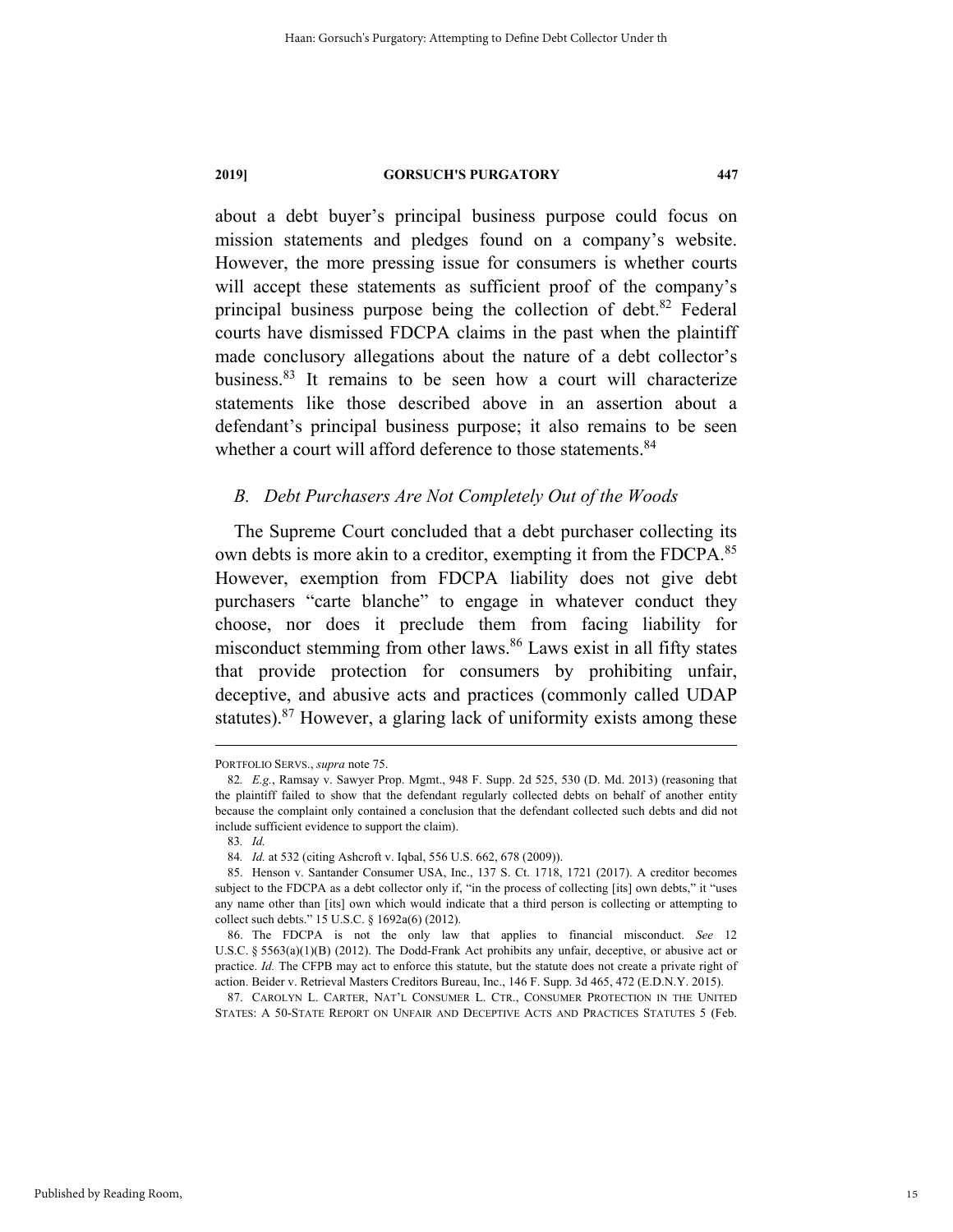about a debt buyer's principal business purpose could focus on mission statements and pledges found on a company's website. However, the more pressing issue for consumers is whether courts will accept these statements as sufficient proof of the company's principal business purpose being the collection of debt.[82] Federal courts have dismissed FDCPA claims in the past when the plaintiff made conclusory allegations about the nature of a debt collector's business.[83] It remains to be seen how a court will characterize statements like those described above in an assertion about a defendant's principal business purpose; it also remains to be seen whether a court will afford deference to those statements.[84]

### *B. Debt Purchasers Are Not Completely Out of the Woods*

The Supreme Court concluded that a debt purchaser collecting its own debts is more akin to a creditor, exempting it from the FDCPA.[85] However, exemption from FDCPA liability does not give debt purchasers "carte blanche" to engage in whatever conduct they choose, nor does it preclude them from facing liability for misconduct stemming from other laws.[86] Laws exist in all fifty states that provide protection for consumers by prohibiting unfair, deceptive, and abusive acts and practices (commonly called UDAP statutes).[87] However, a glaring lack of uniformity exists among these

---

PORTFOLIO SERVS., *supra* note 75.

82. *E.g.*, Ramsay v. Sawyer Prop. Mgmt., 948 F. Supp. 2d 525, 530 (D. Md. 2013) (reasoning that the plaintiff failed to show that the defendant regularly collected debts on behalf of another entity because the complaint only contained a conclusion that the defendant collected such debts and did not include sufficient evidence to support the claim).

83. *Id.*

84. *Id.* at 532 (citing Ashcroft v. Iqbal, 556 U.S. 662, 678 (2009)).

85. Henson v. Santander Consumer USA, Inc., 137 S. Ct. 1718, 1721 (2017). A creditor becomes subject to the FDCPA as a debt collector only if, "in the process of collecting [its] own debts," it "uses any name other than [its] own which would indicate that a third person is collecting or attempting to collect such debts." 15 U.S.C. § 1692a(6) (2012).

86. The FDCPA is not the only law that applies to financial misconduct. *See* 12 U.S.C. § 5563(a)(1)(B) (2012). The Dodd-Frank Act prohibits any unfair, deceptive, or abusive act or practice. *Id.* The CFPB may act to enforce this statute, but the statute does not create a private right of action. Beider v. Retrieval Masters Creditors Bureau, Inc., 146 F. Supp. 3d 465, 472 (E.D.N.Y. 2015).

87. CAROLYN L. CARTER, NAT'L CONSUMER L. CTR., CONSUMER PROTECTION IN THE UNITED STATES: A 50-STATE REPORT ON UNFAIR AND DECEPTIVE ACTS AND PRACTICES STATUTES 5 (Feb.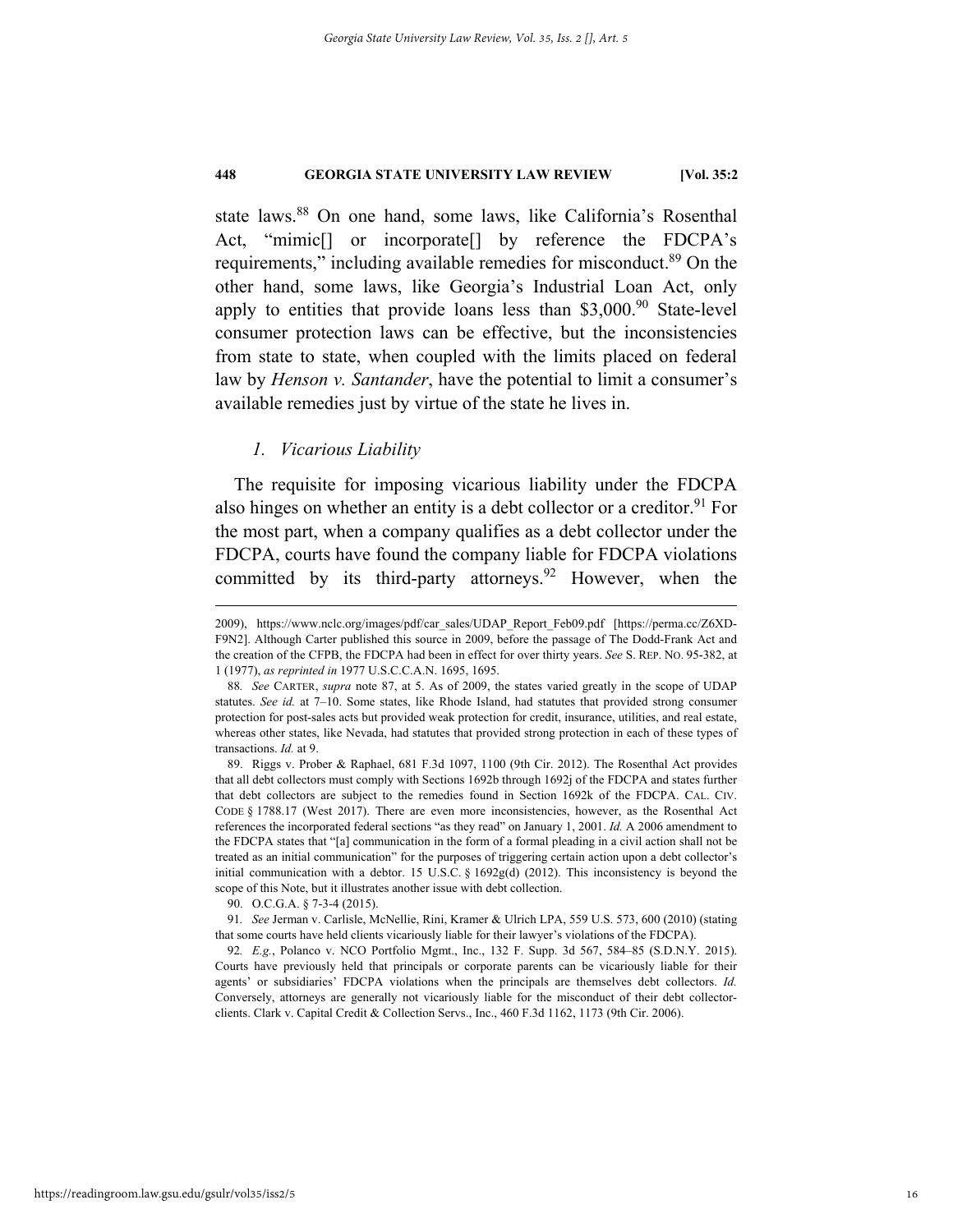state laws.[88] On one hand, some laws, like California's Rosenthal Act, "mimic[] or incorporate[] by reference the FDCPA's requirements," including available remedies for misconduct.[89] On the other hand, some laws, like Georgia's Industrial Loan Act, only apply to entities that provide loans less than $3,000.[90] State-level consumer protection laws can be effective, but the inconsistencies from state to state, when coupled with the limits placed on federal law by *Henson v. Santander*, have the potential to limit a consumer's available remedies just by virtue of the state he lives in.

### *1. Vicarious Liability*

The requisite for imposing vicarious liability under the FDCPA also hinges on whether an entity is a debt collector or a creditor.[91] For the most part, when a company qualifies as a debt collector under the FDCPA, courts have found the company liable for FDCPA violations committed by its third-party attorneys.[92] However, when the

---

2009), https://www.nclc.org/images/pdf/car_sales/UDAP_Report_Feb09.pdf [https://perma.cc/Z6XD-F9N2]. Although Carter published this source in 2009, before the passage of The Dodd-Frank Act and the creation of the CFPB, the FDCPA had been in effect for over thirty years. *See* S. REP. NO. 95-382, at 1 (1977), *as reprinted in* 1977 U.S.C.C.A.N. 1695, 1695.

88. *See* CARTER, *supra* note 87, at 5. As of 2009, the states varied greatly in the scope of UDAP statutes. *See id.* at 7–10. Some states, like Rhode Island, had statutes that provided strong consumer protection for post-sales acts but provided weak protection for credit, insurance, utilities, and real estate, whereas other states, like Nevada, had statutes that provided strong protection in each of these types of transactions. *Id.* at 9.

89. Riggs v. Prober & Raphael, 681 F.3d 1097, 1100 (9th Cir. 2012). The Rosenthal Act provides that all debt collectors must comply with Sections 1692b through 1692j of the FDCPA and states further that debt collectors are subject to the remedies found in Section 1692k of the FDCPA. CAL. CIV. CODE § 1788.17 (West 2017). There are even more inconsistencies, however, as the Rosenthal Act references the incorporated federal sections "as they read" on January 1, 2001. *Id.* A 2006 amendment to the FDCPA states that "[a] communication in the form of a formal pleading in a civil action shall not be treated as an initial communication" for the purposes of triggering certain action upon a debt collector's initial communication with a debtor. 15 U.S.C. § 1692g(d) (2012). This inconsistency is beyond the scope of this Note, but it illustrates another issue with debt collection.

90. O.C.G.A. § 7-3-4 (2015).

91. *See* Jerman v. Carlisle, McNellie, Rini, Kramer & Ulrich LPA, 559 U.S. 573, 600 (2010) (stating that some courts have held clients vicariously liable for their lawyer's violations of the FDCPA).

92. *E.g.*, Polanco v. NCO Portfolio Mgmt., Inc., 132 F. Supp. 3d 567, 584–85 (S.D.N.Y. 2015). Courts have previously held that principals or corporate parents can be vicariously liable for their agents' or subsidiaries' FDCPA violations when the principals are themselves debt collectors. *Id.* Conversely, attorneys are generally not vicariously liable for the misconduct of their debt collector-clients. Clark v. Capital Credit & Collection Servs., Inc., 460 F.3d 1162, 1173 (9th Cir. 2006).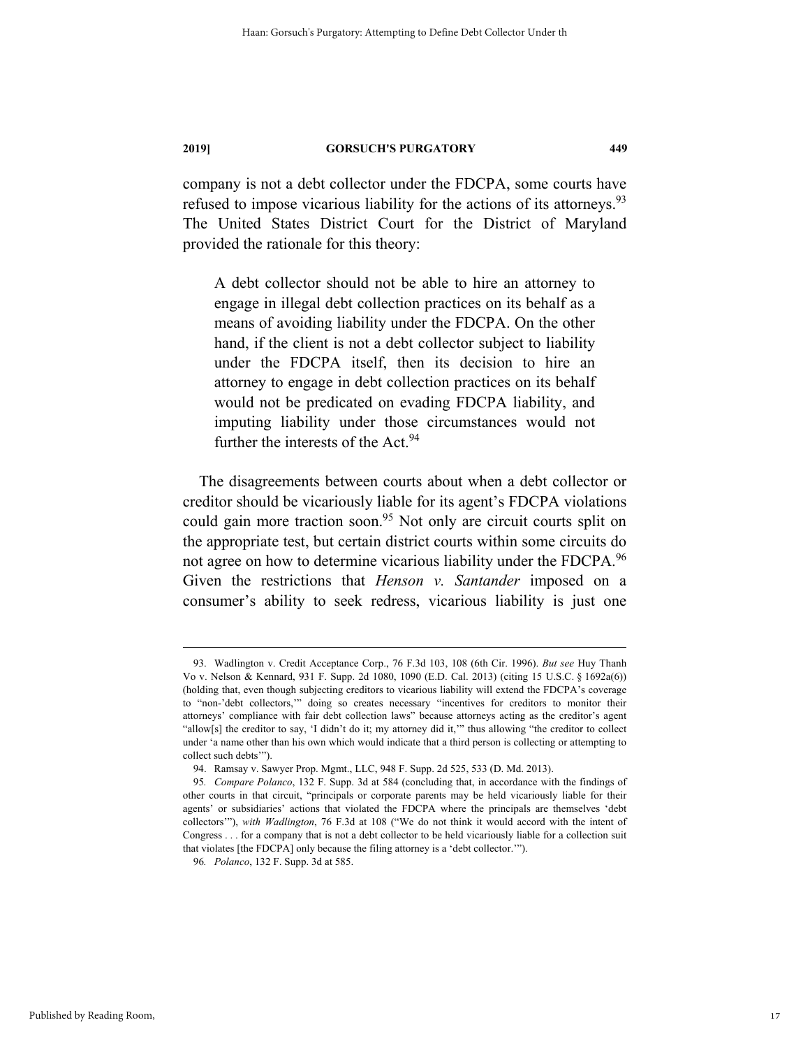company is not a debt collector under the FDCPA, some courts have refused to impose vicarious liability for the actions of its attorneys.[93] The United States District Court for the District of Maryland provided the rationale for this theory:

> A debt collector should not be able to hire an attorney to engage in illegal debt collection practices on its behalf as a means of avoiding liability under the FDCPA. On the other hand, if the client is not a debt collector subject to liability under the FDCPA itself, then its decision to hire an attorney to engage in debt collection practices on its behalf would not be predicated on evading FDCPA liability, and imputing liability under those circumstances would not further the interests of the Act.[94]

The disagreements between courts about when a debt collector or creditor should be vicariously liable for its agent's FDCPA violations could gain more traction soon.[95] Not only are circuit courts split on the appropriate test, but certain district courts within some circuits do not agree on how to determine vicarious liability under the FDCPA.[96] Given the restrictions that *Henson v. Santander* imposed on a consumer's ability to seek redress, vicarious liability is just one

---

93. Wadlington v. Credit Acceptance Corp., 76 F.3d 103, 108 (6th Cir. 1996). *But see* Huy Thanh Vo v. Nelson & Kennard, 931 F. Supp. 2d 1080, 1090 (E.D. Cal. 2013) (citing 15 U.S.C. § 1692a(6)) (holding that, even though subjecting creditors to vicarious liability will extend the FDCPA's coverage to "non-'debt collectors,'" doing so creates necessary "incentives for creditors to monitor their attorneys' compliance with fair debt collection laws" because attorneys acting as the creditor's agent "allow[s] the creditor to say, 'I didn't do it; my attorney did it,'" thus allowing "the creditor to collect under 'a name other than his own which would indicate that a third person is collecting or attempting to collect such debts'").

94. Ramsay v. Sawyer Prop. Mgmt., LLC, 948 F. Supp. 2d 525, 533 (D. Md. 2013).

95. *Compare Polanco*, 132 F. Supp. 3d at 584 (concluding that, in accordance with the findings of other courts in that circuit, "principals or corporate parents may be held vicariously liable for their agents' or subsidiaries' actions that violated the FDCPA where the principals are themselves 'debt collectors'"), *with Wadlington*, 76 F.3d at 108 ("We do not think it would accord with the intent of Congress . . . for a company that is not a debt collector to be held vicariously liable for a collection suit that violates [the FDCPA] only because the filing attorney is a 'debt collector.'").

96. *Polanco*, 132 F. Supp. 3d at 585.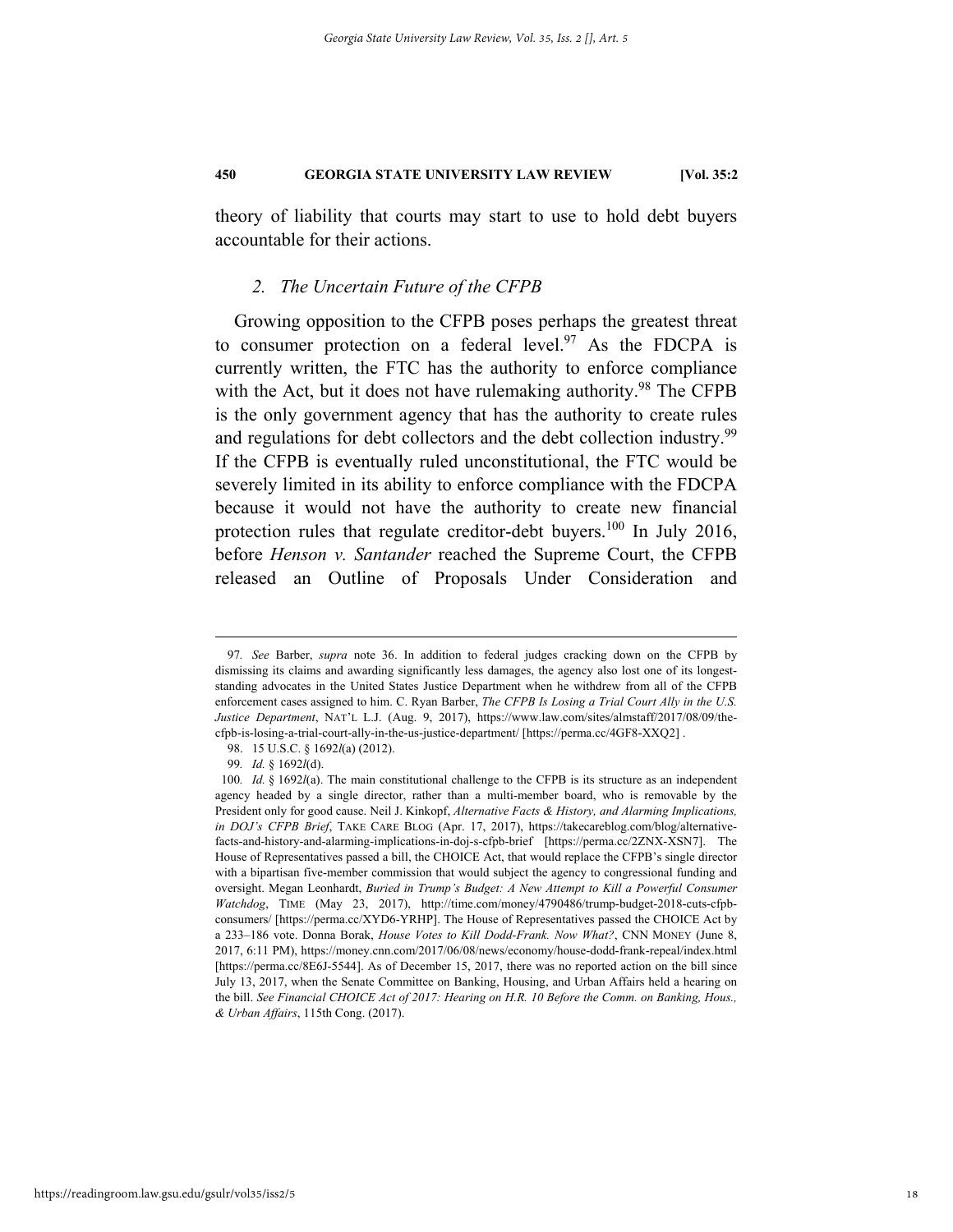theory of liability that courts may start to use to hold debt buyers accountable for their actions.

### *2. The Uncertain Future of the CFPB*

Growing opposition to the CFPB poses perhaps the greatest threat to consumer protection on a federal level.[97] As the FDCPA is currently written, the FTC has the authority to enforce compliance with the Act, but it does not have rulemaking authority.[98] The CFPB is the only government agency that has the authority to create rules and regulations for debt collectors and the debt collection industry.[99] If the CFPB is eventually ruled unconstitutional, the FTC would be severely limited in its ability to enforce compliance with the FDCPA because it would not have the authority to create new financial protection rules that regulate creditor-debt buyers.[100] In July 2016, before *Henson v. Santander* reached the Supreme Court, the CFPB released an Outline of Proposals Under Consideration and

---

97. *See* Barber, *supra* note 36. In addition to federal judges cracking down on the CFPB by dismissing its claims and awarding significantly less damages, the agency also lost one of its longest-standing advocates in the United States Justice Department when he withdrew from all of the CFPB enforcement cases assigned to him. C. Ryan Barber, *The CFPB Is Losing a Trial Court Ally in the U.S. Justice Department*, NAT'L L.J. (Aug. 9, 2017), https://www.law.com/sites/almstaff/2017/08/09/the-cfpb-is-losing-a-trial-court-ally-in-the-us-justice-department/ [https://perma.cc/4GF8-XXQ2] .

98. 15 U.S.C. § 1692*l*(a) (2012).

99. *Id.* § 1692*l*(d).

100. *Id.* § 1692*l*(a). The main constitutional challenge to the CFPB is its structure as an independent agency headed by a single director, rather than a multi-member board, who is removable by the President only for good cause. Neil J. Kinkopf, *Alternative Facts & History, and Alarming Implications, in DOJ's CFPB Brief*, TAKE CARE BLOG (Apr. 17, 2017), https://takecareblog.com/blog/alternative-facts-and-history-and-alarming-implications-in-doj-s-cfpb-brief [https://perma.cc/2ZNX-XSN7]. The House of Representatives passed a bill, the CHOICE Act, that would replace the CFPB's single director with a bipartisan five-member commission that would subject the agency to congressional funding and oversight. Megan Leonhardt, *Buried in Trump's Budget: A New Attempt to Kill a Powerful Consumer Watchdog*, TIME (May 23, 2017), http://time.com/money/4790486/trump-budget-2018-cuts-cfpb-consumers/ [https://perma.cc/XYD6-YRHP]. The House of Representatives passed the CHOICE Act by a 233–186 vote. Donna Borak, *House Votes to Kill Dodd-Frank. Now What?*, CNN MONEY (June 8, 2017, 6:11 PM), https://money.cnn.com/2017/06/08/news/economy/house-dodd-frank-repeal/index.html [https://perma.cc/8E6J-5544]. As of December 15, 2017, there was no reported action on the bill since July 13, 2017, when the Senate Committee on Banking, Housing, and Urban Affairs held a hearing on the bill. *See Financial CHOICE Act of 2017: Hearing on H.R. 10 Before the Comm. on Banking, Hous., & Urban Affairs*, 115th Cong. (2017).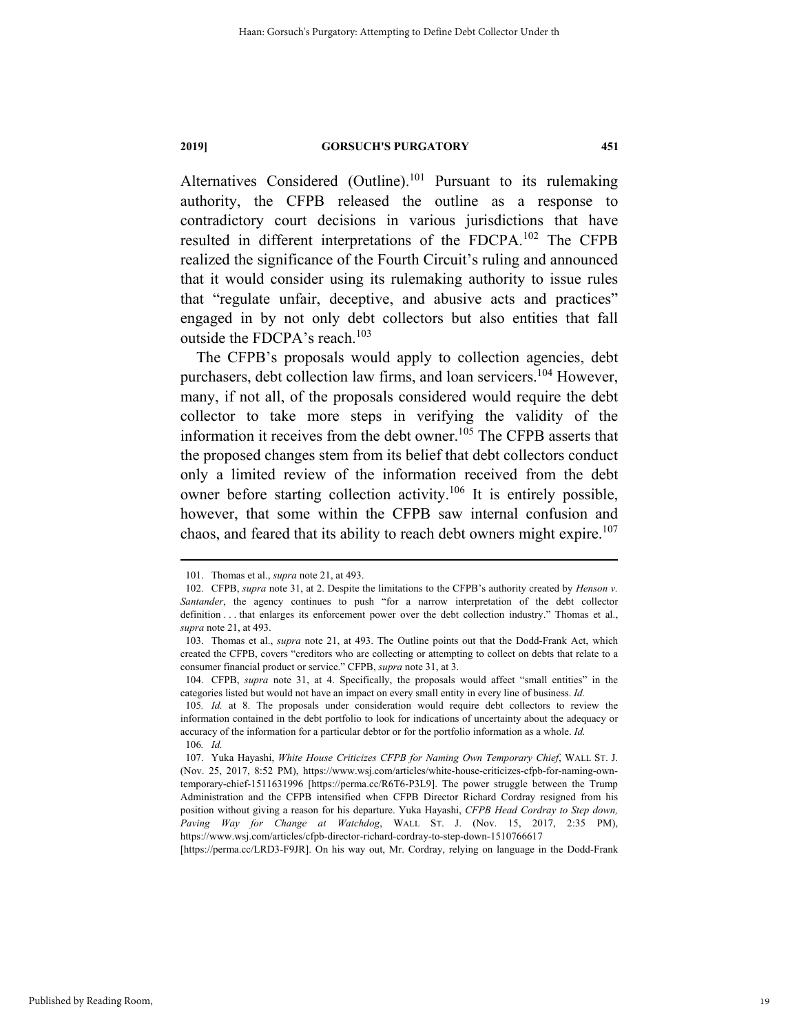Alternatives Considered (Outline).[101] Pursuant to its rulemaking authority, the CFPB released the outline as a response to contradictory court decisions in various jurisdictions that have resulted in different interpretations of the FDCPA.[102] The CFPB realized the significance of the Fourth Circuit's ruling and announced that it would consider using its rulemaking authority to issue rules that "regulate unfair, deceptive, and abusive acts and practices" engaged in by not only debt collectors but also entities that fall outside the FDCPA's reach.[103]

The CFPB's proposals would apply to collection agencies, debt purchasers, debt collection law firms, and loan servicers.[104] However, many, if not all, of the proposals considered would require the debt collector to take more steps in verifying the validity of the information it receives from the debt owner.[105] The CFPB asserts that the proposed changes stem from its belief that debt collectors conduct only a limited review of the information received from the debt owner before starting collection activity.[106] It is entirely possible, however, that some within the CFPB saw internal confusion and chaos, and feared that its ability to reach debt owners might expire.[107]

---

101. Thomas et al., *supra* note 21, at 493.

102. CFPB, *supra* note 31, at 2. Despite the limitations to the CFPB's authority created by *Henson v. Santander*, the agency continues to push "for a narrow interpretation of the debt collector definition . . . that enlarges its enforcement power over the debt collection industry." Thomas et al., *supra* note 21, at 493.

103. Thomas et al., *supra* note 21, at 493. The Outline points out that the Dodd-Frank Act, which created the CFPB, covers "creditors who are collecting or attempting to collect on debts that relate to a consumer financial product or service." CFPB, *supra* note 31, at 3.

104. CFPB, *supra* note 31, at 4. Specifically, the proposals would affect "small entities" in the categories listed but would not have an impact on every small entity in every line of business. *Id.*

105. *Id.* at 8. The proposals under consideration would require debt collectors to review the information contained in the debt portfolio to look for indications of uncertainty about the adequacy or accuracy of the information for a particular debtor or for the portfolio information as a whole. *Id.*

106. *Id.*

107. Yuka Hayashi, *White House Criticizes CFPB for Naming Own Temporary Chief*, WALL ST. J. (Nov. 25, 2017, 8:52 PM), https://www.wsj.com/articles/white-house-criticizes-cfpb-for-naming-own-temporary-chief-1511631996 [https://perma.cc/R6T6-P3L9]. The power struggle between the Trump Administration and the CFPB intensified when CFPB Director Richard Cordray resigned from his position without giving a reason for his departure. Yuka Hayashi, *CFPB Head Cordray to Step down, Paving Way for Change at Watchdog*, WALL ST. J. (Nov. 15, 2017, 2:35 PM), https://www.wsj.com/articles/cfpb-director-richard-cordray-to-step-down-1510766617 [https://perma.cc/LRD3-F9JR]. On his way out, Mr. Cordray, relying on language in the Dodd-Frank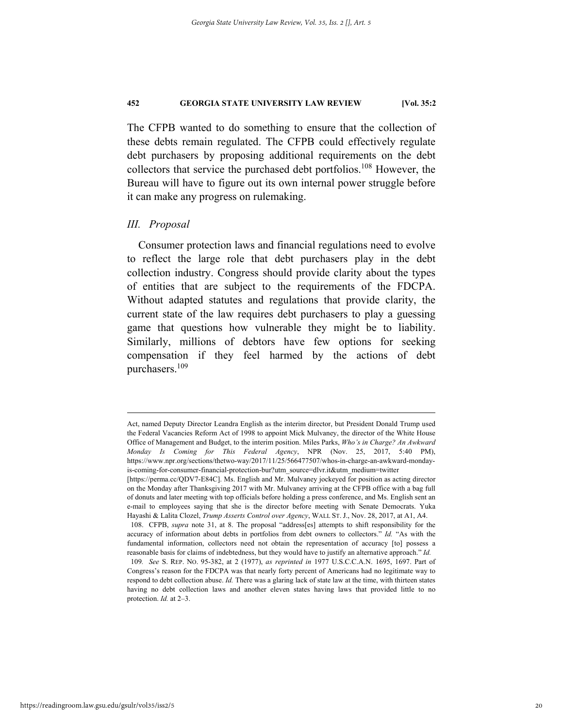The CFPB wanted to do something to ensure that the collection of these debts remain regulated. The CFPB could effectively regulate debt purchasers by proposing additional requirements on the debt collectors that service the purchased debt portfolios.[108] However, the Bureau will have to figure out its own internal power struggle before it can make any progress on rulemaking.

## *III. Proposal*

Consumer protection laws and financial regulations need to evolve to reflect the large role that debt purchasers play in the debt collection industry. Congress should provide clarity about the types of entities that are subject to the requirements of the FDCPA. Without adapted statutes and regulations that provide clarity, the current state of the law requires debt purchasers to play a guessing game that questions how vulnerable they might be to liability. Similarly, millions of debtors have few options for seeking compensation if they feel harmed by the actions of debt purchasers.[109]

---

Act, named Deputy Director Leandra English as the interim director, but President Donald Trump used the Federal Vacancies Reform Act of 1998 to appoint Mick Mulvaney, the director of the White House Office of Management and Budget, to the interim position. Miles Parks, *Who's in Charge? An Awkward Monday Is Coming for This Federal Agency*, NPR (Nov. 25, 2017, 5:40 PM), https://www.npr.org/sections/thetwo-way/2017/11/25/566477507/whos-in-charge-an-awkward-monday-is-coming-for-consumer-financial-protection-bur?utm_source=dlvr.it&utm_medium=twitter [https://perma.cc/QDV7-E84C]. Ms. English and Mr. Mulvaney jockeyed for position as acting director on the Monday after Thanksgiving 2017 with Mr. Mulvaney arriving at the CFPB office with a bag full of donuts and later meeting with top officials before holding a press conference, and Ms. English sent an e-mail to employees saying that she is the director before meeting with Senate Democrats. Yuka Hayashi & Lalita Clozel, *Trump Asserts Control over Agency*, WALL ST. J., Nov. 28, 2017, at A1, A4.

108. CFPB, *supra* note 31, at 8. The proposal "address[es] attempts to shift responsibility for the accuracy of information about debts in portfolios from debt owners to collectors." *Id.* "As with the fundamental information, collectors need not obtain the representation of accuracy [to] possess a reasonable basis for claims of indebtedness, but they would have to justify an alternative approach." *Id.*

109. *See* S. REP. NO. 95-382, at 2 (1977), *as reprinted in* 1977 U.S.C.C.A.N. 1695, 1697. Part of Congress's reason for the FDCPA was that nearly forty percent of Americans had no legitimate way to respond to debt collection abuse. *Id.* There was a glaring lack of state law at the time, with thirteen states having no debt collection laws and another eleven states having laws that provided little to no protection. *Id.* at 2–3.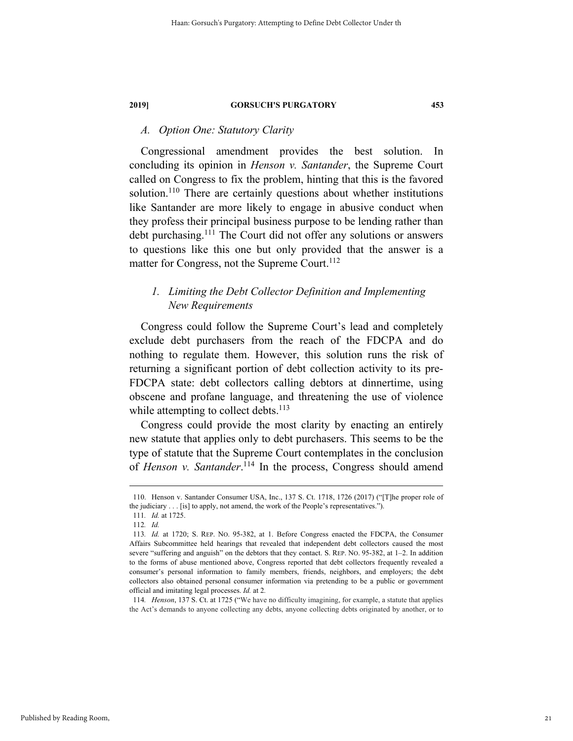### *A. Option One: Statutory Clarity*

Congressional amendment provides the best solution. In concluding its opinion in *Henson v. Santander*, the Supreme Court called on Congress to fix the problem, hinting that this is the favored solution.[110] There are certainly questions about whether institutions like Santander are more likely to engage in abusive conduct when they profess their principal business purpose to be lending rather than debt purchasing.[111] The Court did not offer any solutions or answers to questions like this one but only provided that the answer is a matter for Congress, not the Supreme Court.[112]

#### *1. Limiting the Debt Collector Definition and Implementing New Requirements*

Congress could follow the Supreme Court's lead and completely exclude debt purchasers from the reach of the FDCPA and do nothing to regulate them. However, this solution runs the risk of returning a significant portion of debt collection activity to its pre-FDCPA state: debt collectors calling debtors at dinnertime, using obscene and profane language, and threatening the use of violence while attempting to collect debts.[113]

Congress could provide the most clarity by enacting an entirely new statute that applies only to debt purchasers. This seems to be the type of statute that the Supreme Court contemplates in the conclusion of *Henson v. Santander*.[114] In the process, Congress should amend

---

110. Henson v. Santander Consumer USA, Inc., 137 S. Ct. 1718, 1726 (2017) ("[T]he proper role of the judiciary . . . [is] to apply, not amend, the work of the People's representatives.").

111. *Id.* at 1725.

112. *Id.*

113. *Id.* at 1720; S. REP. NO. 95-382, at 1. Before Congress enacted the FDCPA, the Consumer Affairs Subcommittee held hearings that revealed that independent debt collectors caused the most severe "suffering and anguish" on the debtors that they contact. S. REP. NO. 95-382, at 1–2. In addition to the forms of abuse mentioned above, Congress reported that debt collectors frequently revealed a consumer's personal information to family members, friends, neighbors, and employers; the debt collectors also obtained personal consumer information via pretending to be a public or government official and imitating legal processes. *Id.* at 2.

114. *Henson*, 137 S. Ct. at 1725 ("We have no difficulty imagining, for example, a statute that applies the Act's demands to anyone collecting any debts, anyone collecting debts originated by another, or to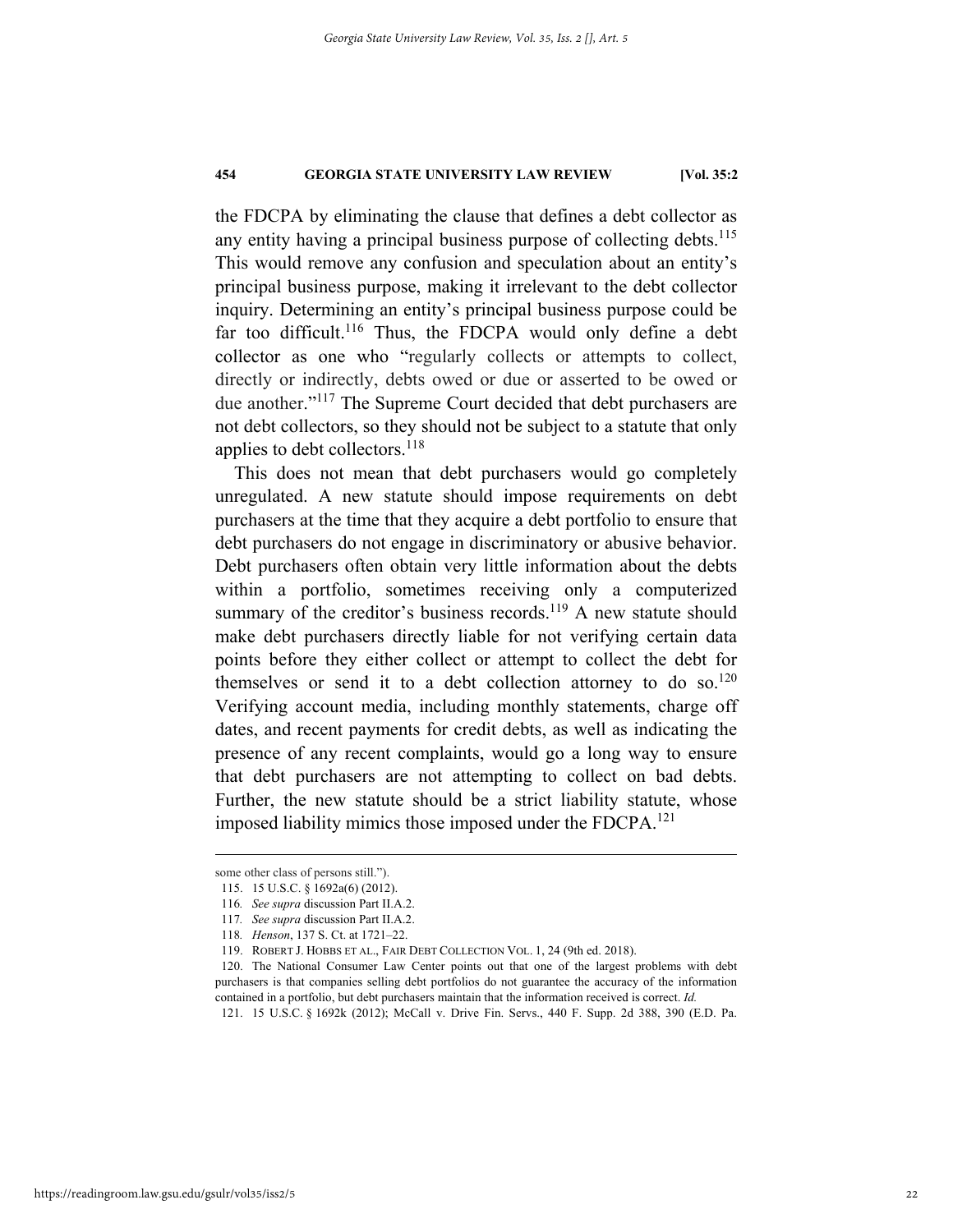the FDCPA by eliminating the clause that defines a debt collector as any entity having a principal business purpose of collecting debts.[115] This would remove any confusion and speculation about an entity's principal business purpose, making it irrelevant to the debt collector inquiry. Determining an entity's principal business purpose could be far too difficult.[116] Thus, the FDCPA would only define a debt collector as one who "regularly collects or attempts to collect, directly or indirectly, debts owed or due or asserted to be owed or due another."[117] The Supreme Court decided that debt purchasers are not debt collectors, so they should not be subject to a statute that only applies to debt collectors.[118]

This does not mean that debt purchasers would go completely unregulated. A new statute should impose requirements on debt purchasers at the time that they acquire a debt portfolio to ensure that debt purchasers do not engage in discriminatory or abusive behavior. Debt purchasers often obtain very little information about the debts within a portfolio, sometimes receiving only a computerized summary of the creditor's business records.[119] A new statute should make debt purchasers directly liable for not verifying certain data points before they either collect or attempt to collect the debt for themselves or send it to a debt collection attorney to do so.[120] Verifying account media, including monthly statements, charge off dates, and recent payments for credit debts, as well as indicating the presence of any recent complaints, would go a long way to ensure that debt purchasers are not attempting to collect on bad debts. Further, the new statute should be a strict liability statute, whose imposed liability mimics those imposed under the FDCPA.[121]

---

some other class of persons still.").

115. 15 U.S.C. § 1692a(6) (2012).

116. *See supra* discussion Part II.A.2.

117. *See supra* discussion Part II.A.2.

118. *Henson*, 137 S. Ct. at 1721–22.

119. ROBERT J. HOBBS ET AL., FAIR DEBT COLLECTION VOL. 1, 24 (9th ed. 2018).

120. The National Consumer Law Center points out that one of the largest problems with debt purchasers is that companies selling debt portfolios do not guarantee the accuracy of the information contained in a portfolio, but debt purchasers maintain that the information received is correct. *Id.*

121. 15 U.S.C. § 1692k (2012); McCall v. Drive Fin. Servs., 440 F. Supp. 2d 388, 390 (E.D. Pa.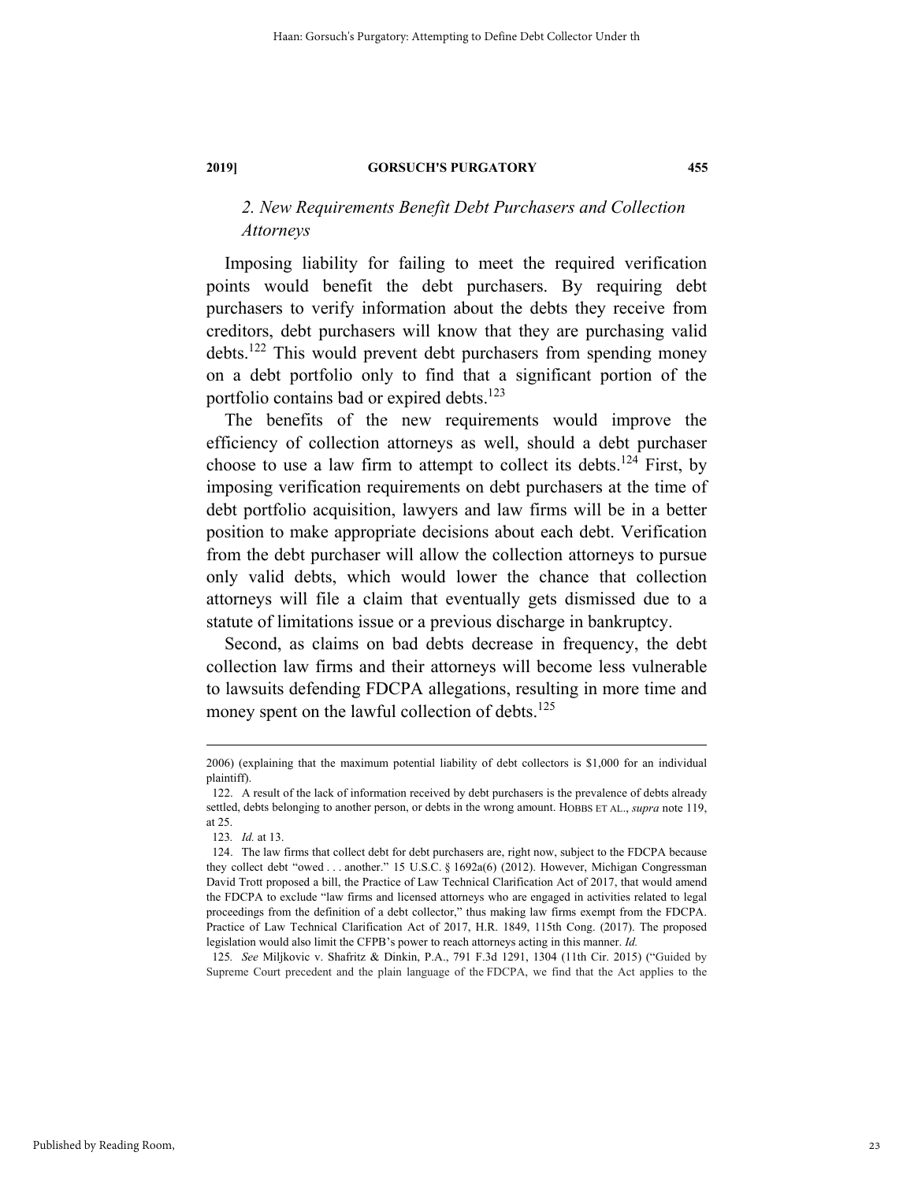### *2. New Requirements Benefit Debt Purchasers and Collection Attorneys*

Imposing liability for failing to meet the required verification points would benefit the debt purchasers. By requiring debt purchasers to verify information about the debts they receive from creditors, debt purchasers will know that they are purchasing valid debts.[122] This would prevent debt purchasers from spending money on a debt portfolio only to find that a significant portion of the portfolio contains bad or expired debts.[123]

The benefits of the new requirements would improve the efficiency of collection attorneys as well, should a debt purchaser choose to use a law firm to attempt to collect its debts.[124] First, by imposing verification requirements on debt purchasers at the time of debt portfolio acquisition, lawyers and law firms will be in a better position to make appropriate decisions about each debt. Verification from the debt purchaser will allow the collection attorneys to pursue only valid debts, which would lower the chance that collection attorneys will file a claim that eventually gets dismissed due to a statute of limitations issue or a previous discharge in bankruptcy.

Second, as claims on bad debts decrease in frequency, the debt collection law firms and their attorneys will become less vulnerable to lawsuits defending FDCPA allegations, resulting in more time and money spent on the lawful collection of debts.[125]

---

2006) (explaining that the maximum potential liability of debt collectors is $1,000 for an individual plaintiff).

122. A result of the lack of information received by debt purchasers is the prevalence of debts already settled, debts belonging to another person, or debts in the wrong amount. HOBBS ET AL., *supra* note 119, at 25.

123. *Id.* at 13.

124. The law firms that collect debt for debt purchasers are, right now, subject to the FDCPA because they collect debt "owed . . . another." 15 U.S.C. § 1692a(6) (2012). However, Michigan Congressman David Trott proposed a bill, the Practice of Law Technical Clarification Act of 2017, that would amend the FDCPA to exclude "law firms and licensed attorneys who are engaged in activities related to legal proceedings from the definition of a debt collector," thus making law firms exempt from the FDCPA. Practice of Law Technical Clarification Act of 2017, H.R. 1849, 115th Cong. (2017). The proposed legislation would also limit the CFPB's power to reach attorneys acting in this manner. *Id.*

125. *See* Miljkovic v. Shafritz & Dinkin, P.A., 791 F.3d 1291, 1304 (11th Cir. 2015) ("Guided by Supreme Court precedent and the plain language of the FDCPA, we find that the Act applies to the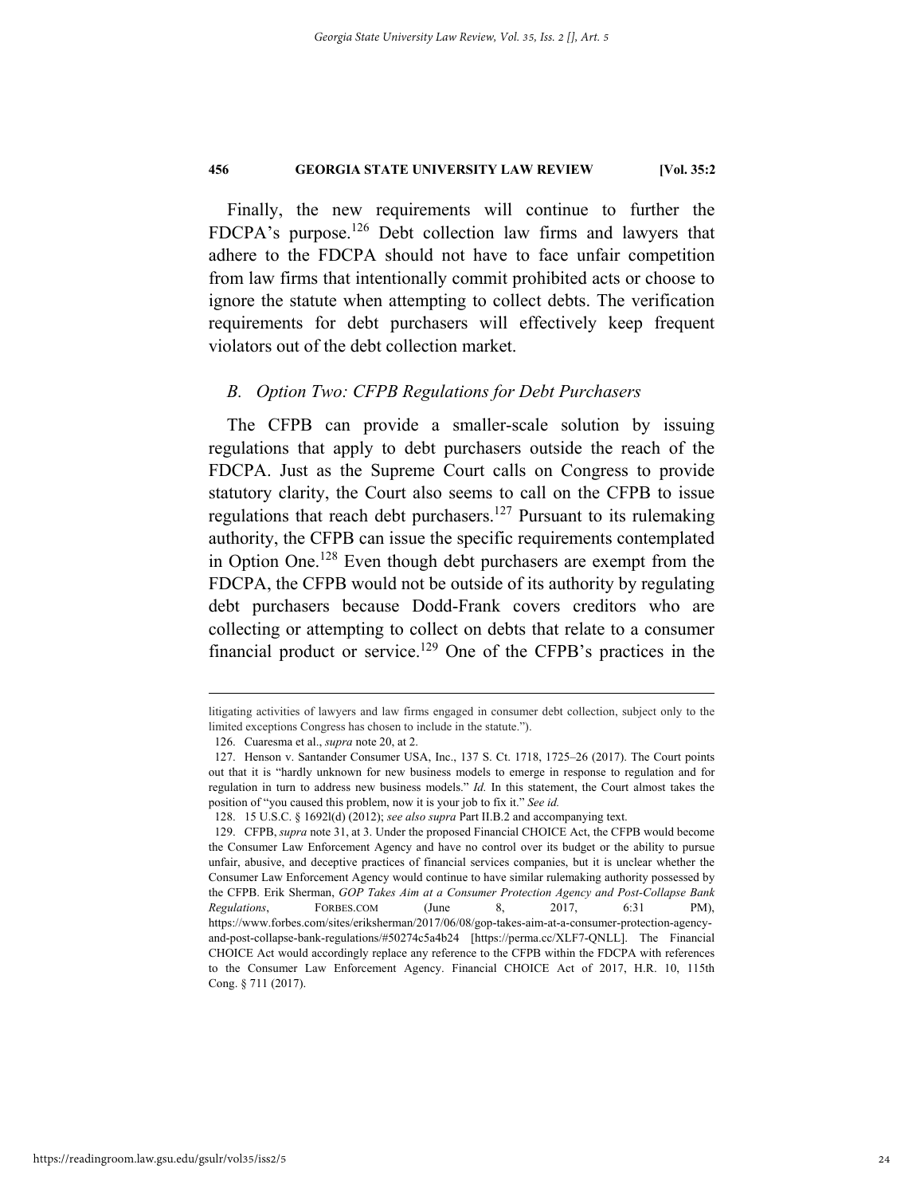Finally, the new requirements will continue to further the FDCPA's purpose.[126] Debt collection law firms and lawyers that adhere to the FDCPA should not have to face unfair competition from law firms that intentionally commit prohibited acts or choose to ignore the statute when attempting to collect debts. The verification requirements for debt purchasers will effectively keep frequent violators out of the debt collection market.

### *B. Option Two: CFPB Regulations for Debt Purchasers*

The CFPB can provide a smaller-scale solution by issuing regulations that apply to debt purchasers outside the reach of the FDCPA. Just as the Supreme Court calls on Congress to provide statutory clarity, the Court also seems to call on the CFPB to issue regulations that reach debt purchasers.[127] Pursuant to its rulemaking authority, the CFPB can issue the specific requirements contemplated in Option One.[128] Even though debt purchasers are exempt from the FDCPA, the CFPB would not be outside of its authority by regulating debt purchasers because Dodd-Frank covers creditors who are collecting or attempting to collect on debts that relate to a consumer financial product or service.[129] One of the CFPB's practices in the

---

litigating activities of lawyers and law firms engaged in consumer debt collection, subject only to the limited exceptions Congress has chosen to include in the statute.").

126. Cuaresma et al., *supra* note 20, at 2.

127. Henson v. Santander Consumer USA, Inc., 137 S. Ct. 1718, 1725–26 (2017). The Court points out that it is "hardly unknown for new business models to emerge in response to regulation and for regulation in turn to address new business models." *Id.* In this statement, the Court almost takes the position of "you caused this problem, now it is your job to fix it." *See id.*

128. 15 U.S.C. § 1692l(d) (2012); *see also supra* Part II.B.2 and accompanying text.

129. CFPB, *supra* note 31, at 3. Under the proposed Financial CHOICE Act, the CFPB would become the Consumer Law Enforcement Agency and have no control over its budget or the ability to pursue unfair, abusive, and deceptive practices of financial services companies, but it is unclear whether the Consumer Law Enforcement Agency would continue to have similar rulemaking authority possessed by the CFPB. Erik Sherman, *GOP Takes Aim at a Consumer Protection Agency and Post-Collapse Bank Regulations*, FORBES.COM (June 8, 2017, 6:31 PM), https://www.forbes.com/sites/eriksherman/2017/06/08/gop-takes-aim-at-a-consumer-protection-agency-and-post-collapse-bank-regulations/#50274c5a4b24 [https://perma.cc/XLF7-QNLL]. The Financial CHOICE Act would accordingly replace any reference to the CFPB within the FDCPA with references to the Consumer Law Enforcement Agency. Financial CHOICE Act of 2017, H.R. 10, 115th Cong. § 711 (2017).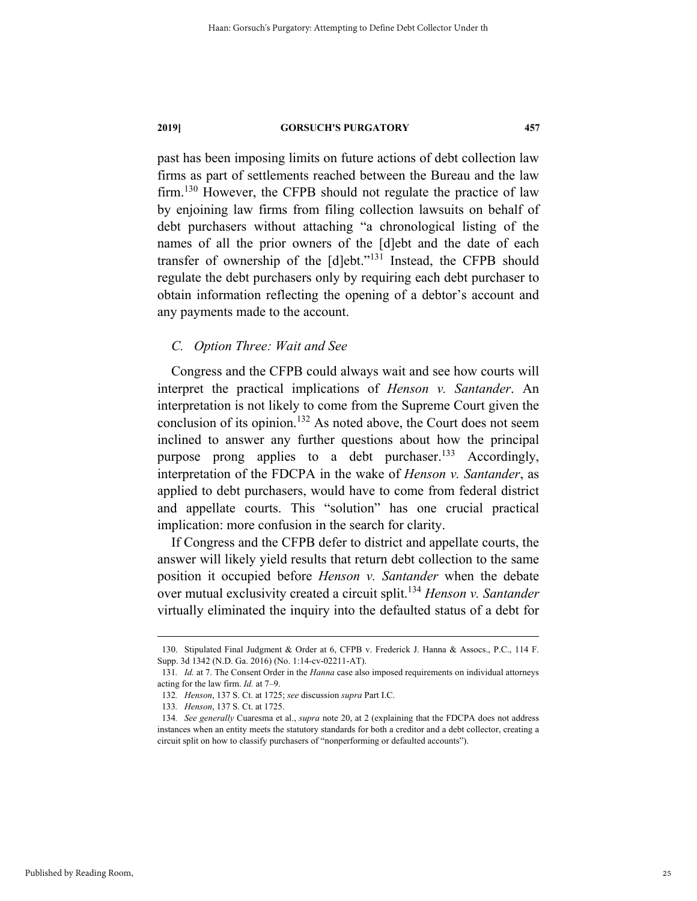past has been imposing limits on future actions of debt collection law firms as part of settlements reached between the Bureau and the law firm.[130] However, the CFPB should not regulate the practice of law by enjoining law firms from filing collection lawsuits on behalf of debt purchasers without attaching "a chronological listing of the names of all the prior owners of the [d]ebt and the date of each transfer of ownership of the [d]ebt."[131] Instead, the CFPB should regulate the debt purchasers only by requiring each debt purchaser to obtain information reflecting the opening of a debtor's account and any payments made to the account.

### *C. Option Three: Wait and See*

Congress and the CFPB could always wait and see how courts will interpret the practical implications of *Henson v. Santander*. An interpretation is not likely to come from the Supreme Court given the conclusion of its opinion.[132] As noted above, the Court does not seem inclined to answer any further questions about how the principal purpose prong applies to a debt purchaser.[133] Accordingly, interpretation of the FDCPA in the wake of *Henson v. Santander*, as applied to debt purchasers, would have to come from federal district and appellate courts. This "solution" has one crucial practical implication: more confusion in the search for clarity.

If Congress and the CFPB defer to district and appellate courts, the answer will likely yield results that return debt collection to the same position it occupied before *Henson v. Santander* when the debate over mutual exclusivity created a circuit split.[134] *Henson v. Santander* virtually eliminated the inquiry into the defaulted status of a debt for

---

130. Stipulated Final Judgment & Order at 6, CFPB v. Frederick J. Hanna & Assocs., P.C., 114 F. Supp. 3d 1342 (N.D. Ga. 2016) (No. 1:14-cv-02211-AT).

131. *Id.* at 7. The Consent Order in the *Hanna* case also imposed requirements on individual attorneys acting for the law firm. *Id.* at 7–9.

132. *Henson*, 137 S. Ct. at 1725; *see* discussion *supra* Part I.C.

133. *Henson*, 137 S. Ct. at 1725.

134. *See generally* Cuaresma et al., *supra* note 20, at 2 (explaining that the FDCPA does not address instances when an entity meets the statutory standards for both a creditor and a debt collector, creating a circuit split on how to classify purchasers of "nonperforming or defaulted accounts").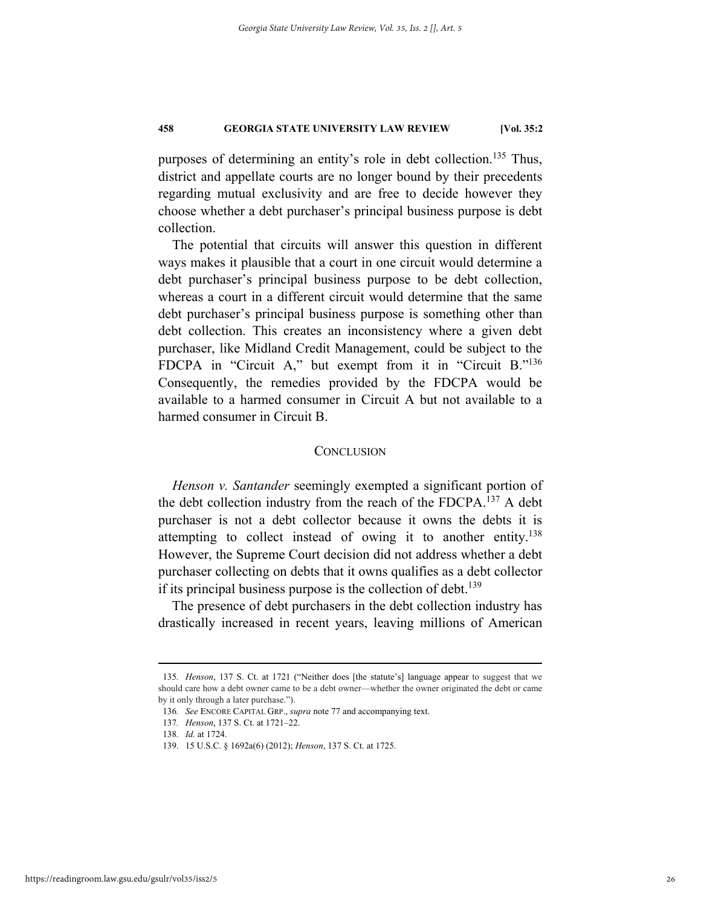purposes of determining an entity's role in debt collection.[135] Thus, district and appellate courts are no longer bound by their precedents regarding mutual exclusivity and are free to decide however they choose whether a debt purchaser's principal business purpose is debt collection.

The potential that circuits will answer this question in different ways makes it plausible that a court in one circuit would determine a debt purchaser's principal business purpose to be debt collection, whereas a court in a different circuit would determine that the same debt purchaser's principal business purpose is something other than debt collection. This creates an inconsistency where a given debt purchaser, like Midland Credit Management, could be subject to the FDCPA in "Circuit A," but exempt from it in "Circuit B."[136] Consequently, the remedies provided by the FDCPA would be available to a harmed consumer in Circuit A but not available to a harmed consumer in Circuit B.

## CONCLUSION

*Henson v. Santander* seemingly exempted a significant portion of the debt collection industry from the reach of the FDCPA.[137] A debt purchaser is not a debt collector because it owns the debts it is attempting to collect instead of owing it to another entity.[138] However, the Supreme Court decision did not address whether a debt purchaser collecting on debts that it owns qualifies as a debt collector if its principal business purpose is the collection of debt.[139]

The presence of debt purchasers in the debt collection industry has drastically increased in recent years, leaving millions of American

---

135. *Henson*, 137 S. Ct. at 1721 ("Neither does [the statute's] language appear to suggest that we should care how a debt owner came to be a debt owner—whether the owner originated the debt or came by it only through a later purchase.").

136. *See* ENCORE CAPITAL GRP., *supra* note 77 and accompanying text.

137. *Henson*, 137 S. Ct. at 1721–22.

138. *Id.* at 1724.

139. 15 U.S.C. § 1692a(6) (2012); *Henson*, 137 S. Ct. at 1725.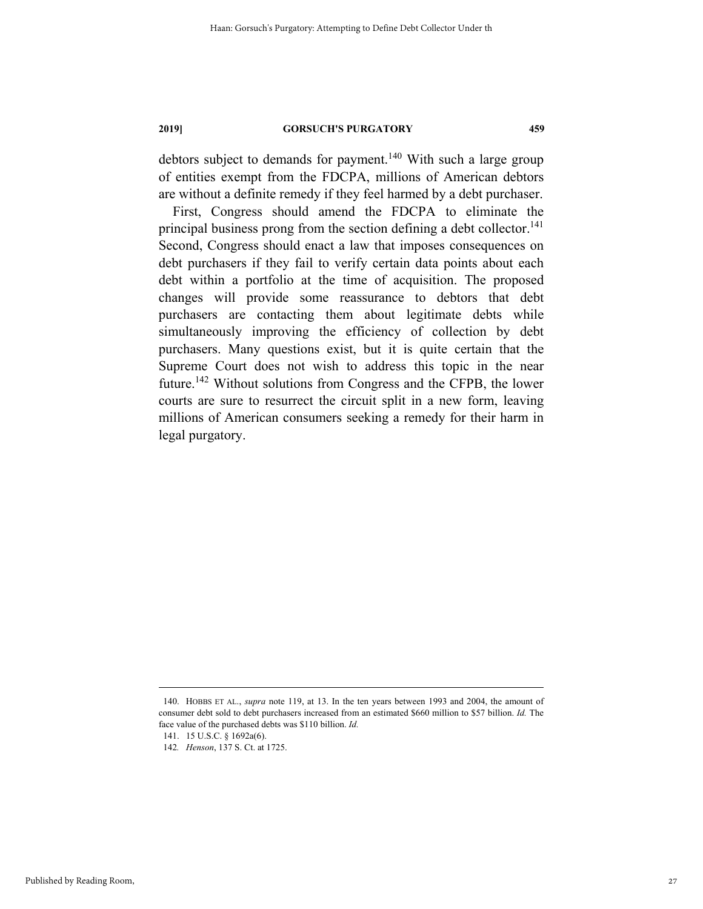debtors subject to demands for payment.[140] With such a large group of entities exempt from the FDCPA, millions of American debtors are without a definite remedy if they feel harmed by a debt purchaser.

First, Congress should amend the FDCPA to eliminate the principal business prong from the section defining a debt collector.[141] Second, Congress should enact a law that imposes consequences on debt purchasers if they fail to verify certain data points about each debt within a portfolio at the time of acquisition. The proposed changes will provide some reassurance to debtors that debt purchasers are contacting them about legitimate debts while simultaneously improving the efficiency of collection by debt purchasers. Many questions exist, but it is quite certain that the Supreme Court does not wish to address this topic in the near future.[142] Without solutions from Congress and the CFPB, the lower courts are sure to resurrect the circuit split in a new form, leaving millions of American consumers seeking a remedy for their harm in legal purgatory.

---

140. HOBBS ET AL., *supra* note 119, at 13. In the ten years between 1993 and 2004, the amount of consumer debt sold to debt purchasers increased from an estimated $660 million to $57 billion. *Id.* The face value of the purchased debts was $110 billion. *Id.*

141. 15 U.S.C. § 1692a(6).

142. *Henson*, 137 S. Ct. at 1725.